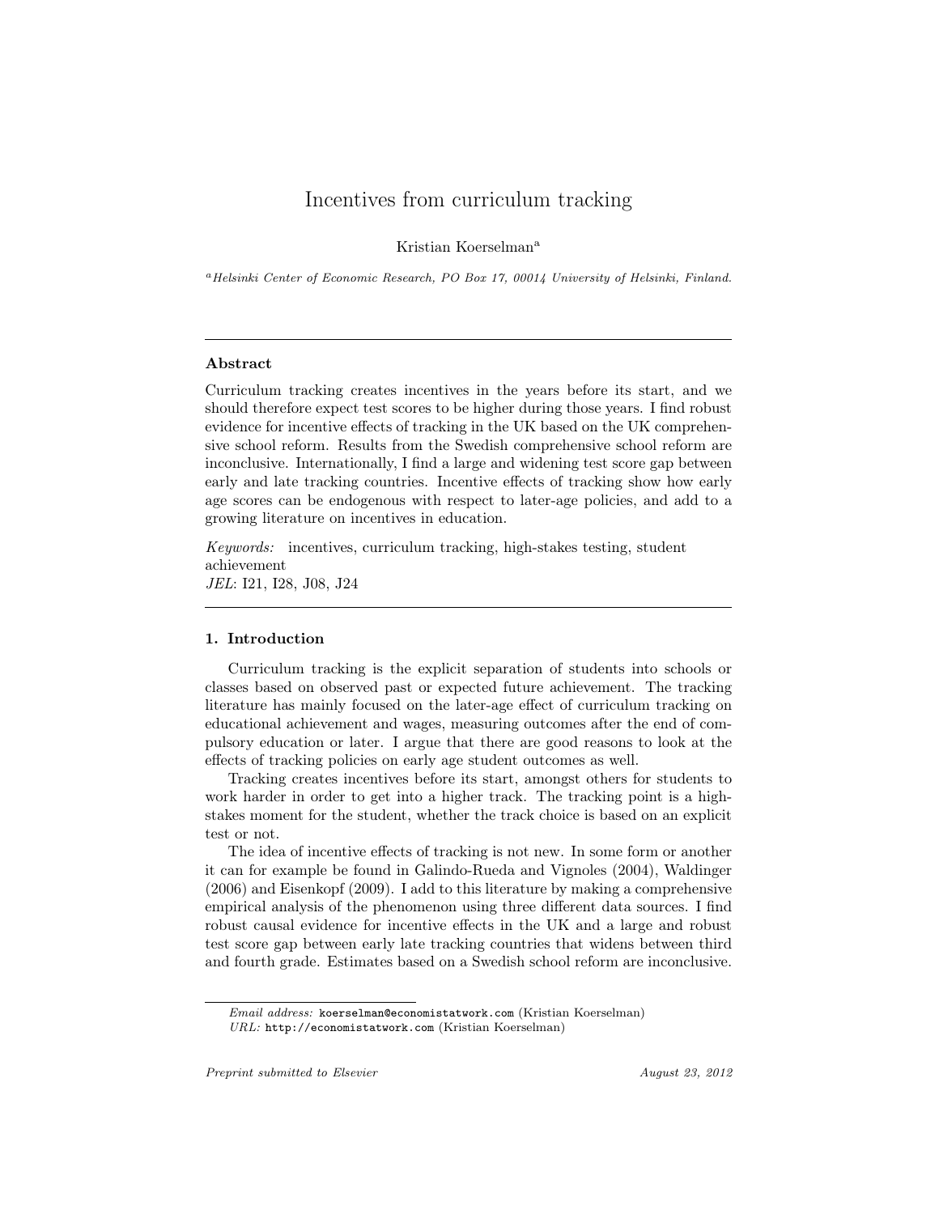# Incentives from curriculum tracking

Kristian Koerselman[a]

[a] *Helsinki Center of Economic Research, PO Box 17, 00014 University of Helsinki, Finland.*

---

## Abstract

Curriculum tracking creates incentives in the years before its start, and we should therefore expect test scores to be higher during those years. I find robust evidence for incentive effects of tracking in the UK based on the UK comprehensive school reform. Results from the Swedish comprehensive school reform are inconclusive. Internationally, I find a large and widening test score gap between early and late tracking countries. Incentive effects of tracking show how early age scores can be endogenous with respect to later-age policies, and add to a growing literature on incentives in education.

*Keywords:* incentives, curriculum tracking, high-stakes testing, student achievement

*JEL*: I21, I28, J08, J24

---

## 1. Introduction

Curriculum tracking is the explicit separation of students into schools or classes based on observed past or expected future achievement. The tracking literature has mainly focused on the later-age effect of curriculum tracking on educational achievement and wages, measuring outcomes after the end of compulsory education or later. I argue that there are good reasons to look at the effects of tracking policies on early age student outcomes as well.

Tracking creates incentives before its start, amongst others for students to work harder in order to get into a higher track. The tracking point is a high-stakes moment for the student, whether the track choice is based on an explicit test or not.

The idea of incentive effects of tracking is not new. In some form or another it can for example be found in Galindo-Rueda and Vignoles (2004), Waldinger (2006) and Eisenkopf (2009). I add to this literature by making a comprehensive empirical analysis of the phenomenon using three different data sources. I find robust causal evidence for incentive effects in the UK and a large and robust test score gap between early late tracking countries that widens between third and fourth grade. Estimates based on a Swedish school reform are inconclusive.

---

*Email address:* koerselman@economistatwork.com (Kristian Koerselman)
*URL:* http://economistatwork.com (Kristian Koerselman)

*Preprint submitted to Elsevier* *August 23, 2012*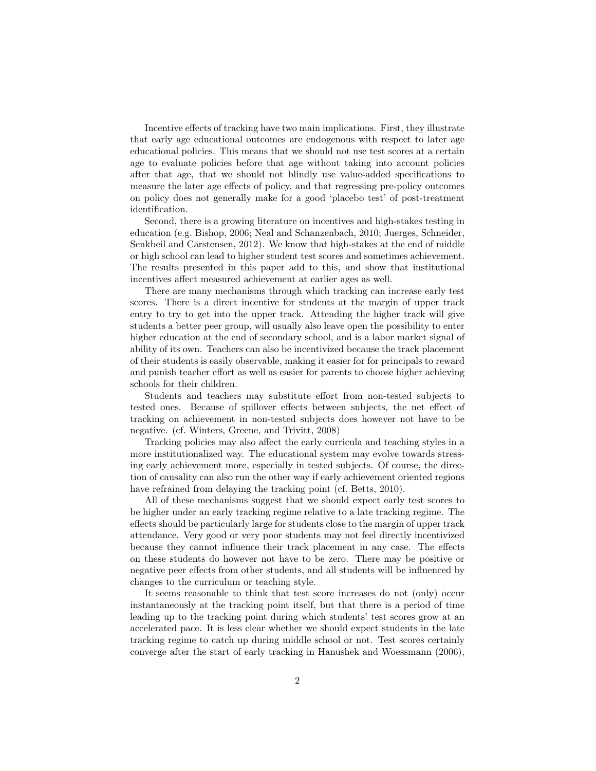Incentive effects of tracking have two main implications. First, they illustrate that early age educational outcomes are endogenous with respect to later age educational policies. This means that we should not use test scores at a certain age to evaluate policies before that age without taking into account policies after that age, that we should not blindly use value-added specifications to measure the later age effects of policy, and that regressing pre-policy outcomes on policy does not generally make for a good 'placebo test' of post-treatment identification.

Second, there is a growing literature on incentives and high-stakes testing in education (e.g. Bishop, 2006; Neal and Schanzenbach, 2010; Juerges, Schneider, Senkbeil and Carstensen, 2012). We know that high-stakes at the end of middle or high school can lead to higher student test scores and sometimes achievement. The results presented in this paper add to this, and show that institutional incentives affect measured achievement at earlier ages as well.

There are many mechanisms through which tracking can increase early test scores. There is a direct incentive for students at the margin of upper track entry to try to get into the upper track. Attending the higher track will give students a better peer group, will usually also leave open the possibility to enter higher education at the end of secondary school, and is a labor market signal of ability of its own. Teachers can also be incentivized because the track placement of their students is easily observable, making it easier for for principals to reward and punish teacher effort as well as easier for parents to choose higher achieving schools for their children.

Students and teachers may substitute effort from non-tested subjects to tested ones. Because of spillover effects between subjects, the net effect of tracking on achievement in non-tested subjects does however not have to be negative. (cf. Winters, Greene, and Trivitt, 2008)

Tracking policies may also affect the early curricula and teaching styles in a more institutionalized way. The educational system may evolve towards stressing early achievement more, especially in tested subjects. Of course, the direction of causality can also run the other way if early achievement oriented regions have refrained from delaying the tracking point (cf. Betts, 2010).

All of these mechanisms suggest that we should expect early test scores to be higher under an early tracking regime relative to a late tracking regime. The effects should be particularly large for students close to the margin of upper track attendance. Very good or very poor students may not feel directly incentivized because they cannot influence their track placement in any case. The effects on these students do however not have to be zero. There may be positive or negative peer effects from other students, and all students will be influenced by changes to the curriculum or teaching style.

It seems reasonable to think that test score increases do not (only) occur instantaneously at the tracking point itself, but that there is a period of time leading up to the tracking point during which students' test scores grow at an accelerated pace. It is less clear whether we should expect students in the late tracking regime to catch up during middle school or not. Test scores certainly converge after the start of early tracking in Hanushek and Woessmann (2006),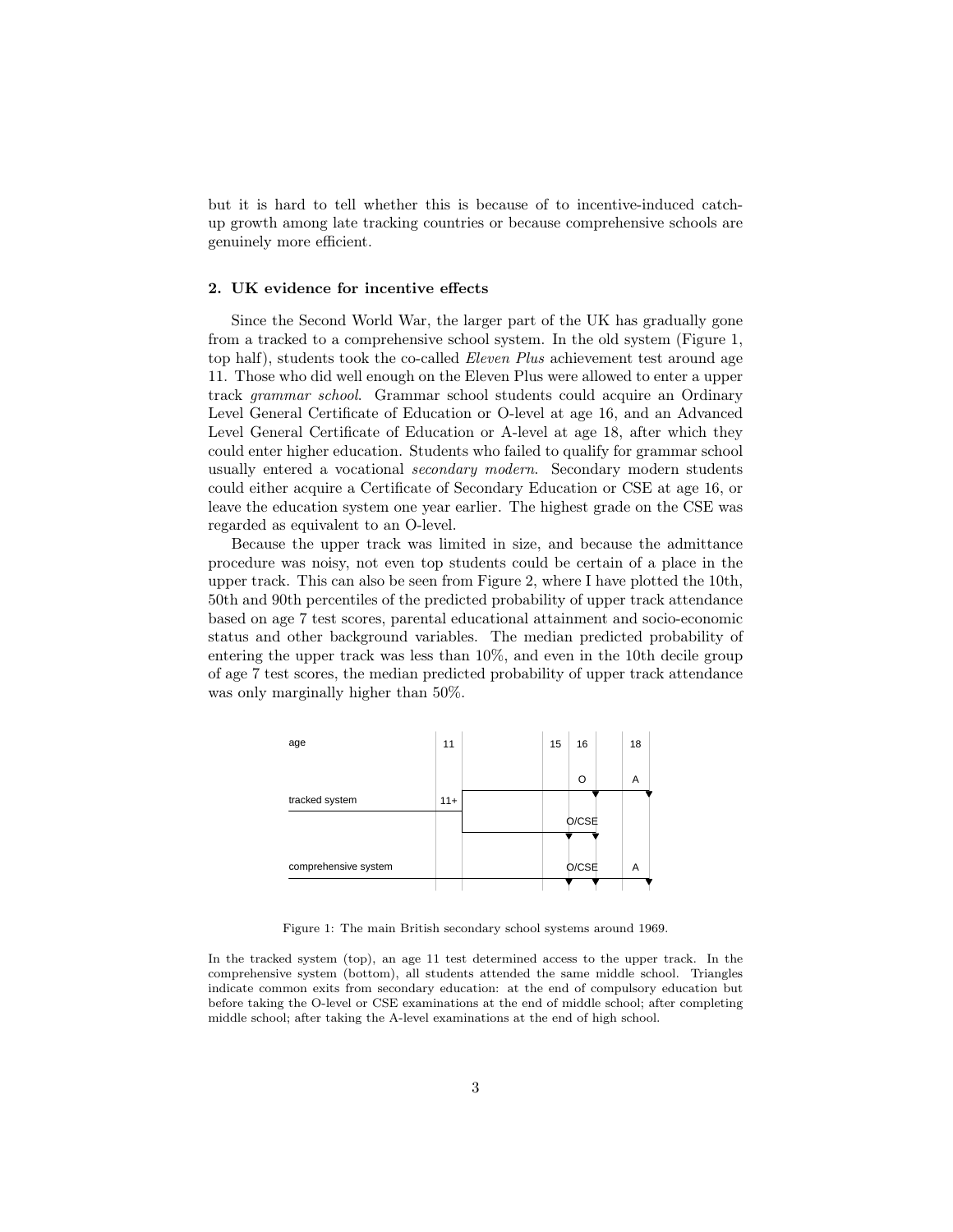but it is hard to tell whether this is because of to incentive-induced catch-up growth among late tracking countries or because comprehensive schools are genuinely more efficient.

## 2. UK evidence for incentive effects

Since the Second World War, the larger part of the UK has gradually gone from a tracked to a comprehensive school system. In the old system (Figure 1, top half), students took the co-called *Eleven Plus* achievement test around age 11. Those who did well enough on the Eleven Plus were allowed to enter a upper track *grammar school*. Grammar school students could acquire an Ordinary Level General Certificate of Education or O-level at age 16, and an Advanced Level General Certificate of Education or A-level at age 18, after which they could enter higher education. Students who failed to qualify for grammar school usually entered a vocational *secondary modern*. Secondary modern students could either acquire a Certificate of Secondary Education or CSE at age 16, or leave the education system one year earlier. The highest grade on the CSE was regarded as equivalent to an O-level.

Because the upper track was limited in size, and because the admittance procedure was noisy, not even top students could be certain of a place in the upper track. This can also be seen from Figure 2, where I have plotted the 10th, 50th and 90th percentiles of the predicted probability of upper track attendance based on age 7 test scores, parental educational attainment and socio-economic status and other background variables. The median predicted probability of entering the upper track was less than 10%, and even in the 10th decile group of age 7 test scores, the median predicted probability of upper track attendance was only marginally higher than 50%.

age | 11 | 15 | 16 | 18

tracked system | 11+ | O | A | O/CSE

comprehensive system | O/CSE | A

Figure 1: The main British secondary school systems around 1969.

In the tracked system (top), an age 11 test determined access to the upper track. In the comprehensive system (bottom), all students attended the same middle school. Triangles indicate common exits from secondary education: at the end of compulsory education but before taking the O-level or CSE examinations at the end of middle school; after completing middle school; after taking the A-level examinations at the end of high school.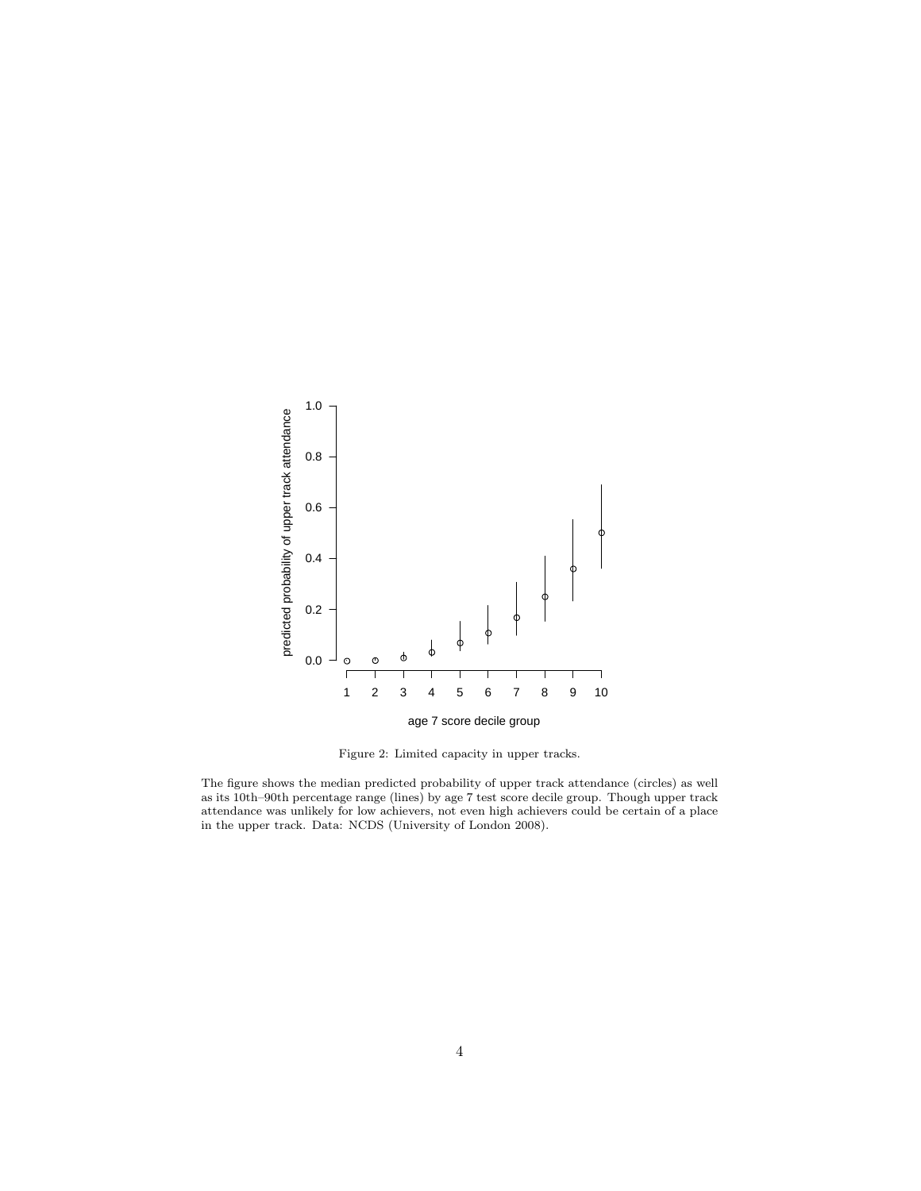1.0
0.8
0.6
0.4
0.2
0.0

predicted probability of upper track attendance

1 2 3 4 5 6 7 8 9 10

age 7 score decile group

Figure 2: Limited capacity in upper tracks.

The figure shows the median predicted probability of upper track attendance (circles) as well as its 10th–90th percentage range (lines) by age 7 test score decile group. Though upper track attendance was unlikely for low achievers, not even high achievers could be certain of a place in the upper track. Data: NCDS (University of London 2008).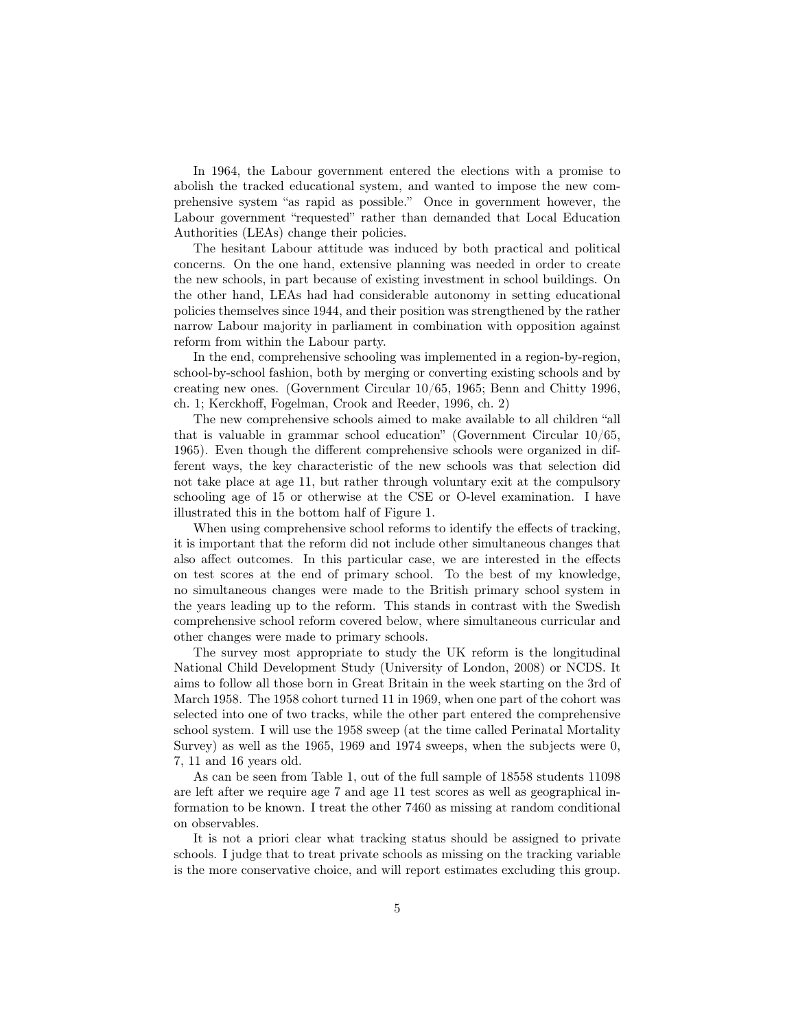In 1964, the Labour government entered the elections with a promise to abolish the tracked educational system, and wanted to impose the new comprehensive system "as rapid as possible." Once in government however, the Labour government "requested" rather than demanded that Local Education Authorities (LEAs) change their policies.

The hesitant Labour attitude was induced by both practical and political concerns. On the one hand, extensive planning was needed in order to create the new schools, in part because of existing investment in school buildings. On the other hand, LEAs had had considerable autonomy in setting educational policies themselves since 1944, and their position was strengthened by the rather narrow Labour majority in parliament in combination with opposition against reform from within the Labour party.

In the end, comprehensive schooling was implemented in a region-by-region, school-by-school fashion, both by merging or converting existing schools and by creating new ones. (Government Circular 10/65, 1965; Benn and Chitty 1996, ch. 1; Kerckhoff, Fogelman, Crook and Reeder, 1996, ch. 2)

The new comprehensive schools aimed to make available to all children "all that is valuable in grammar school education" (Government Circular 10/65, 1965). Even though the different comprehensive schools were organized in different ways, the key characteristic of the new schools was that selection did not take place at age 11, but rather through voluntary exit at the compulsory schooling age of 15 or otherwise at the CSE or O-level examination. I have illustrated this in the bottom half of Figure 1.

When using comprehensive school reforms to identify the effects of tracking, it is important that the reform did not include other simultaneous changes that also affect outcomes. In this particular case, we are interested in the effects on test scores at the end of primary school. To the best of my knowledge, no simultaneous changes were made to the British primary school system in the years leading up to the reform. This stands in contrast with the Swedish comprehensive school reform covered below, where simultaneous curricular and other changes were made to primary schools.

The survey most appropriate to study the UK reform is the longitudinal National Child Development Study (University of London, 2008) or NCDS. It aims to follow all those born in Great Britain in the week starting on the 3rd of March 1958. The 1958 cohort turned 11 in 1969, when one part of the cohort was selected into one of two tracks, while the other part entered the comprehensive school system. I will use the 1958 sweep (at the time called Perinatal Mortality Survey) as well as the 1965, 1969 and 1974 sweeps, when the subjects were 0, 7, 11 and 16 years old.

As can be seen from Table 1, out of the full sample of 18558 students 11098 are left after we require age 7 and age 11 test scores as well as geographical information to be known. I treat the other 7460 as missing at random conditional on observables.

It is not a priori clear what tracking status should be assigned to private schools. I judge that to treat private schools as missing on the tracking variable is the more conservative choice, and will report estimates excluding this group.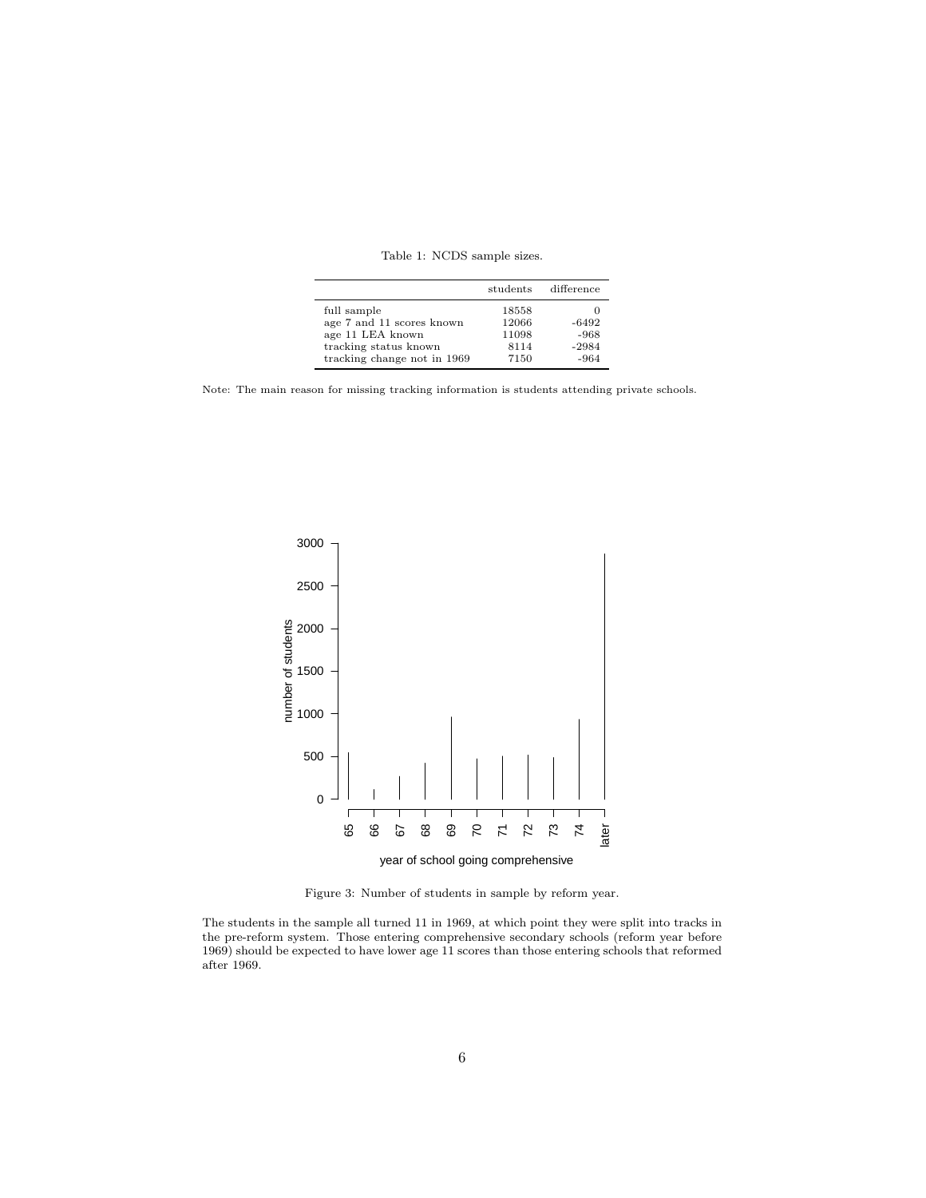Table 1: NCDS sample sizes.

| | students | difference |
|---|---|---|
| full sample | 18558 | 0 |
| age 7 and 11 scores known | 12066 | -6492 |
| age 11 LEA known | 11098 | -968 |
| tracking status known | 8114 | -2984 |
| tracking change not in 1969 | 7150 | -964 |

Note: The main reason for missing tracking information is students attending private schools.

number of students

3000
2500
2000
1500
1000
500
0

65 66 67 68 69 70 71 72 73 74 later

year of school going comprehensive

Figure 3: Number of students in sample by reform year.

The students in the sample all turned 11 in 1969, at which point they were split into tracks in the pre-reform system. Those entering comprehensive secondary schools (reform year before 1969) should be expected to have lower age 11 scores than those entering schools that reformed after 1969.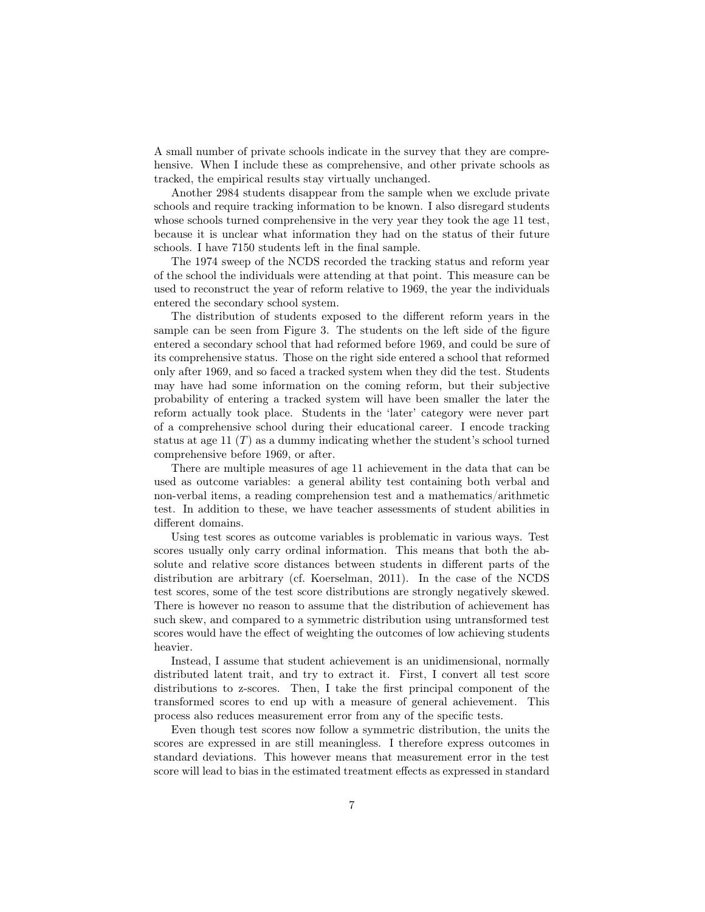A small number of private schools indicate in the survey that they are comprehensive. When I include these as comprehensive, and other private schools as tracked, the empirical results stay virtually unchanged.

Another 2984 students disappear from the sample when we exclude private schools and require tracking information to be known. I also disregard students whose schools turned comprehensive in the very year they took the age 11 test, because it is unclear what information they had on the status of their future schools. I have 7150 students left in the final sample.

The 1974 sweep of the NCDS recorded the tracking status and reform year of the school the individuals were attending at that point. This measure can be used to reconstruct the year of reform relative to 1969, the year the individuals entered the secondary school system.

The distribution of students exposed to the different reform years in the sample can be seen from Figure 3. The students on the left side of the figure entered a secondary school that had reformed before 1969, and could be sure of its comprehensive status. Those on the right side entered a school that reformed only after 1969, and so faced a tracked system when they did the test. Students may have had some information on the coming reform, but their subjective probability of entering a tracked system will have been smaller the later the reform actually took place. Students in the 'later' category were never part of a comprehensive school during their educational career. I encode tracking status at age 11 ($T$) as a dummy indicating whether the student's school turned comprehensive before 1969, or after.

There are multiple measures of age 11 achievement in the data that can be used as outcome variables: a general ability test containing both verbal and non-verbal items, a reading comprehension test and a mathematics/arithmetic test. In addition to these, we have teacher assessments of student abilities in different domains.

Using test scores as outcome variables is problematic in various ways. Test scores usually only carry ordinal information. This means that both the absolute and relative score distances between students in different parts of the distribution are arbitrary (cf. Koerselman, 2011). In the case of the NCDS test scores, some of the test score distributions are strongly negatively skewed. There is however no reason to assume that the distribution of achievement has such skew, and compared to a symmetric distribution using untransformed test scores would have the effect of weighting the outcomes of low achieving students heavier.

Instead, I assume that student achievement is an unidimensional, normally distributed latent trait, and try to extract it. First, I convert all test score distributions to z-scores. Then, I take the first principal component of the transformed scores to end up with a measure of general achievement. This process also reduces measurement error from any of the specific tests.

Even though test scores now follow a symmetric distribution, the units the scores are expressed in are still meaningless. I therefore express outcomes in standard deviations. This however means that measurement error in the test score will lead to bias in the estimated treatment effects as expressed in standard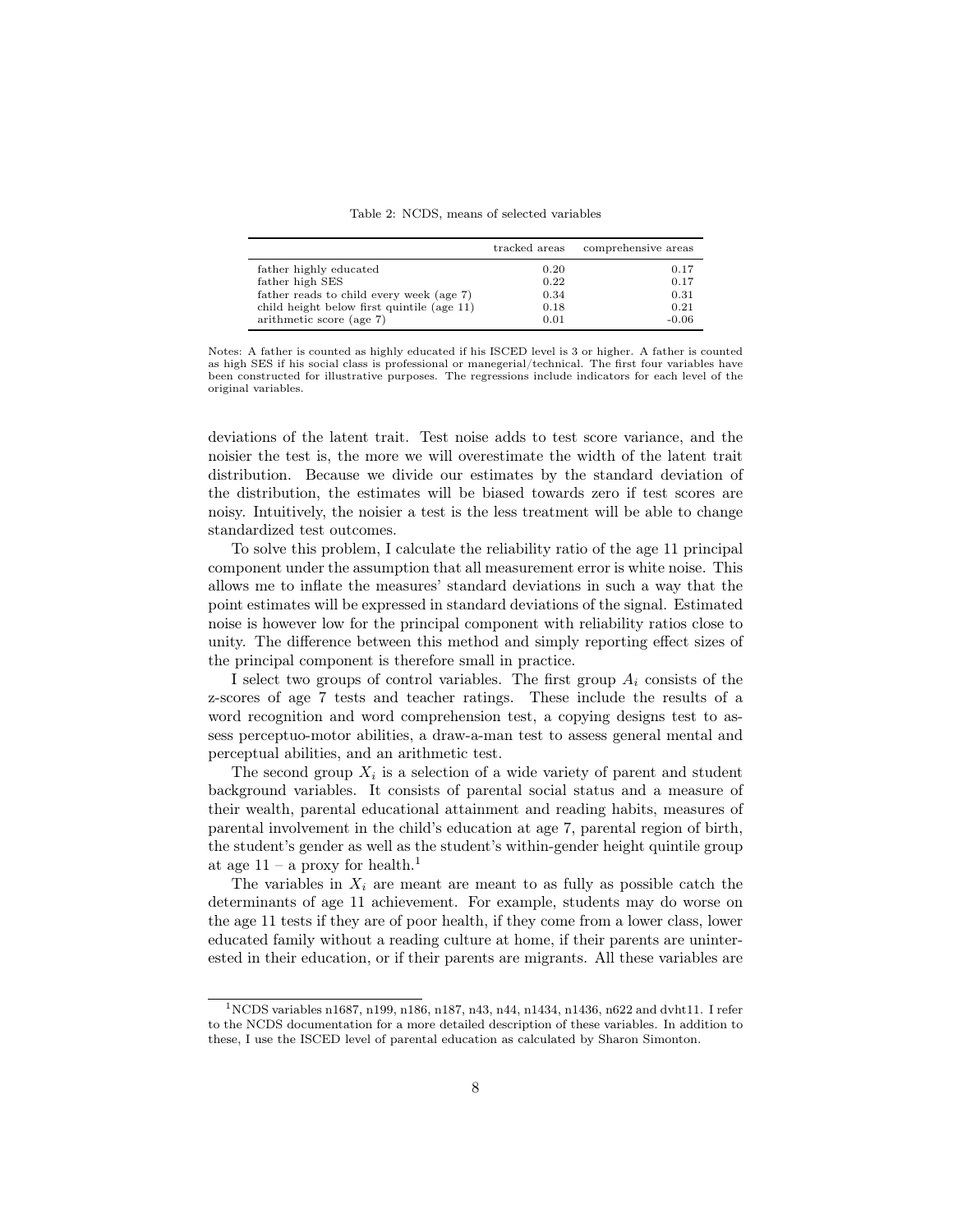Table 2: NCDS, means of selected variables

| | tracked areas | comprehensive areas |
|---|---|---|
| father highly educated | 0.20 | 0.17 |
| father high SES | 0.22 | 0.17 |
| father reads to child every week (age 7) | 0.34 | 0.31 |
| child height below first quintile (age 11) | 0.18 | 0.21 |
| arithmetic score (age 7) | 0.01 | -0.06 |

Notes: A father is counted as highly educated if his ISCED level is 3 or higher. A father is counted as high SES if his social class is professional or manegerial/technical. The first four variables have been constructed for illustrative purposes. The regressions include indicators for each level of the original variables.

deviations of the latent trait. Test noise adds to test score variance, and the noisier the test is, the more we will overestimate the width of the latent trait distribution. Because we divide our estimates by the standard deviation of the distribution, the estimates will be biased towards zero if test scores are noisy. Intuitively, the noisier a test is the less treatment will be able to change standardized test outcomes.

To solve this problem, I calculate the reliability ratio of the age 11 principal component under the assumption that all measurement error is white noise. This allows me to inflate the measures' standard deviations in such a way that the point estimates will be expressed in standard deviations of the signal. Estimated noise is however low for the principal component with reliability ratios close to unity. The difference between this method and simply reporting effect sizes of the principal component is therefore small in practice.

I select two groups of control variables. The first group $A_i$ consists of the z-scores of age 7 tests and teacher ratings. These include the results of a word recognition and word comprehension test, a copying designs test to assess perceptuo-motor abilities, a draw-a-man test to assess general mental and perceptual abilities, and an arithmetic test.

The second group $X_i$ is a selection of a wide variety of parent and student background variables. It consists of parental social status and a measure of their wealth, parental educational attainment and reading habits, measures of parental involvement in the child's education at age 7, parental region of birth, the student's gender as well as the student's within-gender height quintile group at age 11 – a proxy for health.[1]

The variables in $X_i$ are meant are meant to as fully as possible catch the determinants of age 11 achievement. For example, students may do worse on the age 11 tests if they are of poor health, if they come from a lower class, lower educated family without a reading culture at home, if their parents are uninterested in their education, or if their parents are migrants. All these variables are

[1] NCDS variables n1687, n199, n186, n187, n43, n44, n1434, n1436, n622 and dvht11. I refer to the NCDS documentation for a more detailed description of these variables. In addition to these, I use the ISCED level of parental education as calculated by Sharon Simonton.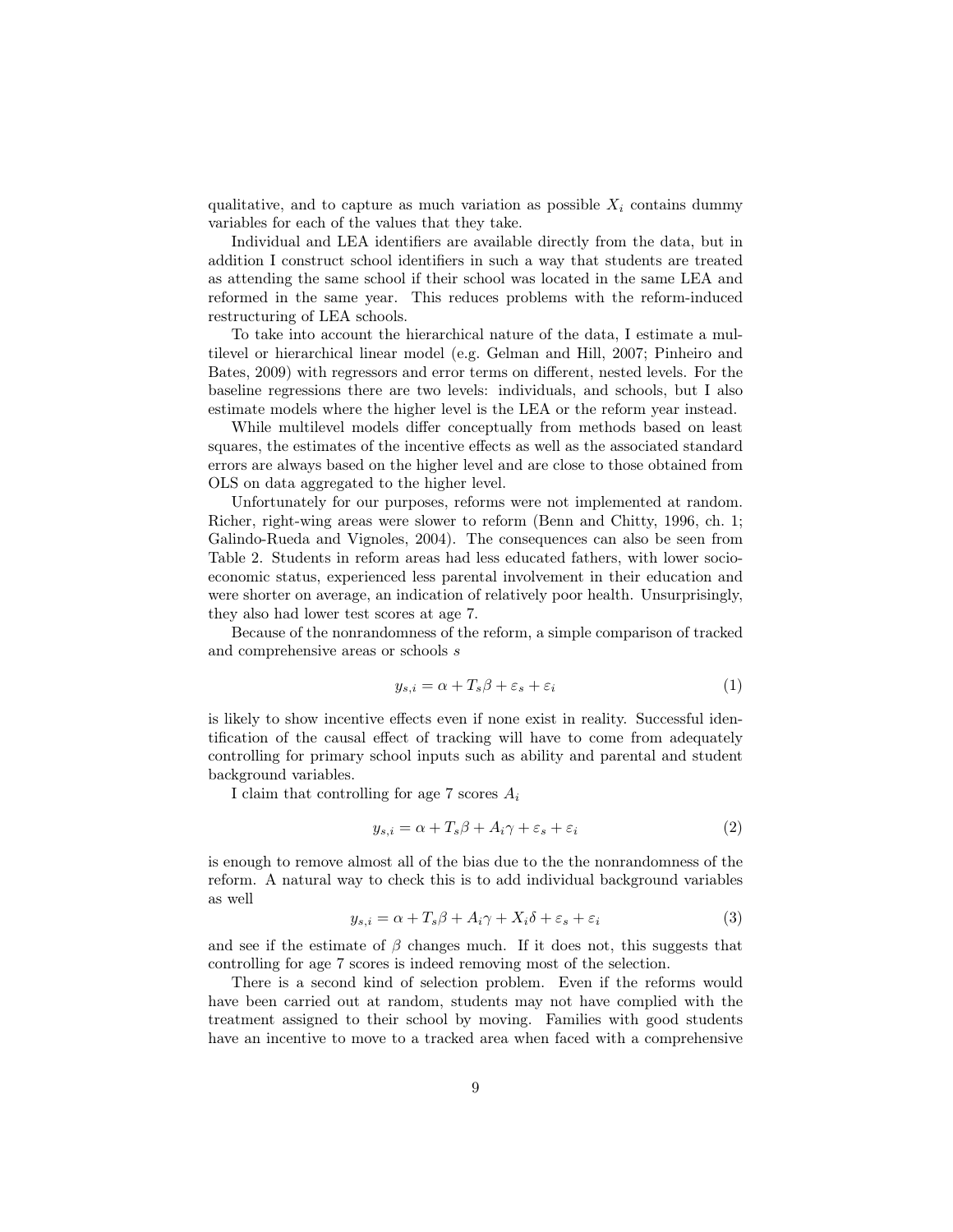qualitative, and to capture as much variation as possible $X_i$ contains dummy variables for each of the values that they take.

Individual and LEA identifiers are available directly from the data, but in addition I construct school identifiers in such a way that students are treated as attending the same school if their school was located in the same LEA and reformed in the same year. This reduces problems with the reform-induced restructuring of LEA schools.

To take into account the hierarchical nature of the data, I estimate a multilevel or hierarchical linear model (e.g. Gelman and Hill, 2007; Pinheiro and Bates, 2009) with regressors and error terms on different, nested levels. For the baseline regressions there are two levels: individuals, and schools, but I also estimate models where the higher level is the LEA or the reform year instead.

While multilevel models differ conceptually from methods based on least squares, the estimates of the incentive effects as well as the associated standard errors are always based on the higher level and are close to those obtained from OLS on data aggregated to the higher level.

Unfortunately for our purposes, reforms were not implemented at random. Richer, right-wing areas were slower to reform (Benn and Chitty, 1996, ch. 1; Galindo-Rueda and Vignoles, 2004). The consequences can also be seen from Table 2. Students in reform areas had less educated fathers, with lower socio-economic status, experienced less parental involvement in their education and were shorter on average, an indication of relatively poor health. Unsurprisingly, they also had lower test scores at age 7.

Because of the nonrandomness of the reform, a simple comparison of tracked and comprehensive areas or schools $s$

$$y_{s,i} = \alpha + T_s\beta + \varepsilon_s + \varepsilon_i \tag{1}$$

is likely to show incentive effects even if none exist in reality. Successful identification of the causal effect of tracking will have to come from adequately controlling for primary school inputs such as ability and parental and student background variables.

I claim that controlling for age 7 scores $A_i$

$$y_{s,i} = \alpha + T_s\beta + A_i\gamma + \varepsilon_s + \varepsilon_i \tag{2}$$

is enough to remove almost all of the bias due to the the nonrandomness of the reform. A natural way to check this is to add individual background variables as well

$$y_{s,i} = \alpha + T_s\beta + A_i\gamma + X_i\delta + \varepsilon_s + \varepsilon_i \tag{3}$$

and see if the estimate of $\beta$ changes much. If it does not, this suggests that controlling for age 7 scores is indeed removing most of the selection.

There is a second kind of selection problem. Even if the reforms would have been carried out at random, students may not have complied with the treatment assigned to their school by moving. Families with good students have an incentive to move to a tracked area when faced with a comprehensive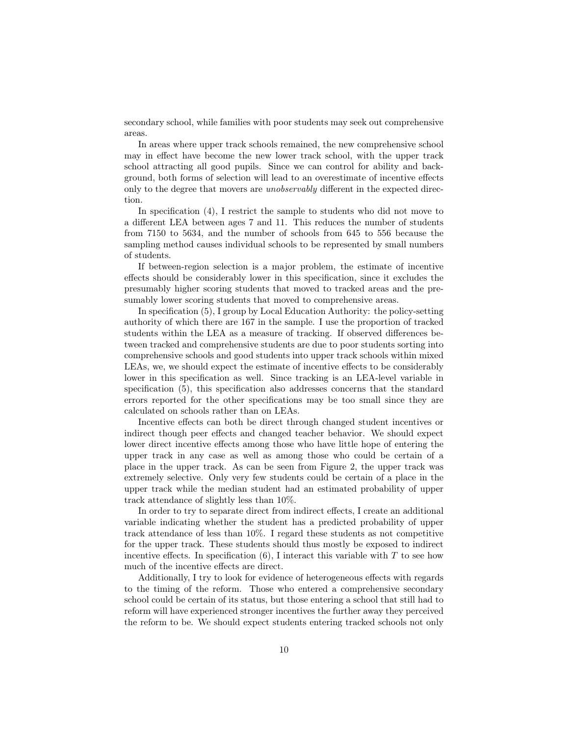secondary school, while families with poor students may seek out comprehensive areas.

In areas where upper track schools remained, the new comprehensive school may in effect have become the new lower track school, with the upper track school attracting all good pupils. Since we can control for ability and background, both forms of selection will lead to an overestimate of incentive effects only to the degree that movers are *unobservably* different in the expected direction.

In specification (4), I restrict the sample to students who did not move to a different LEA between ages 7 and 11. This reduces the number of students from 7150 to 5634, and the number of schools from 645 to 556 because the sampling method causes individual schools to be represented by small numbers of students.

If between-region selection is a major problem, the estimate of incentive effects should be considerably lower in this specification, since it excludes the presumably higher scoring students that moved to tracked areas and the presumably lower scoring students that moved to comprehensive areas.

In specification (5), I group by Local Education Authority: the policy-setting authority of which there are 167 in the sample. I use the proportion of tracked students within the LEA as a measure of tracking. If observed differences between tracked and comprehensive students are due to poor students sorting into comprehensive schools and good students into upper track schools within mixed LEAs, we, we should expect the estimate of incentive effects to be considerably lower in this specification as well. Since tracking is an LEA-level variable in specification (5), this specification also addresses concerns that the standard errors reported for the other specifications may be too small since they are calculated on schools rather than on LEAs.

Incentive effects can both be direct through changed student incentives or indirect though peer effects and changed teacher behavior. We should expect lower direct incentive effects among those who have little hope of entering the upper track in any case as well as among those who could be certain of a place in the upper track. As can be seen from Figure 2, the upper track was extremely selective. Only very few students could be certain of a place in the upper track while the median student had an estimated probability of upper track attendance of slightly less than 10%.

In order to try to separate direct from indirect effects, I create an additional variable indicating whether the student has a predicted probability of upper track attendance of less than 10%. I regard these students as not competitive for the upper track. These students should thus mostly be exposed to indirect incentive effects. In specification (6), I interact this variable with $T$ to see how much of the incentive effects are direct.

Additionally, I try to look for evidence of heterogeneous effects with regards to the timing of the reform. Those who entered a comprehensive secondary school could be certain of its status, but those entering a school that still had to reform will have experienced stronger incentives the further away they perceived the reform to be. We should expect students entering tracked schools not only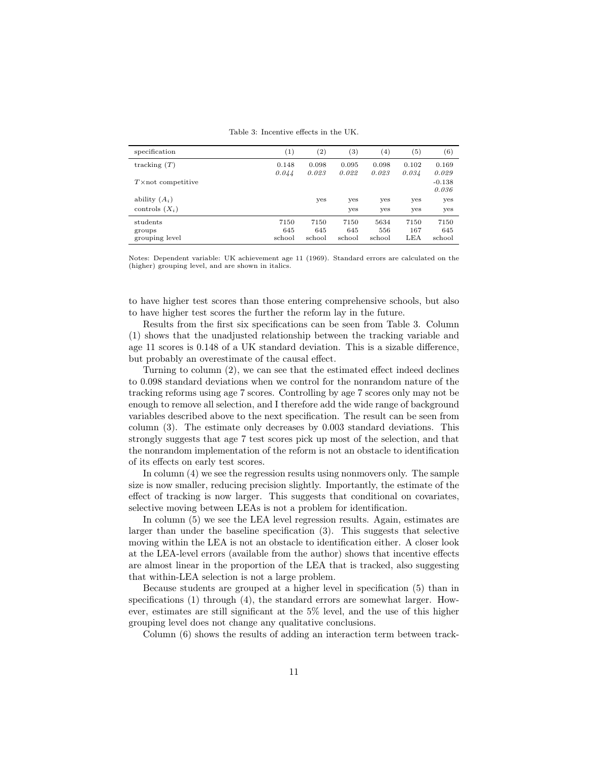Table 3: Incentive effects in the UK.

| specification | (1) | (2) | (3) | (4) | (5) | (6) |
|---|---|---|---|---|---|---|
| tracking ($T$) | 0.148 | 0.098 | 0.095 | 0.098 | 0.102 | 0.169 |
| | *0.044* | *0.023* | *0.022* | *0.023* | *0.034* | *0.029* |
| $T\times$not competitive | | | | | | -0.138 |
| | | | | | | *0.036* |
| ability ($A_i$) | | yes | yes | yes | yes | yes |
| controls ($X_i$) | | | yes | yes | yes | yes |
| students | 7150 | 7150 | 7150 | 5634 | 7150 | 7150 |
| groups | 645 | 645 | 645 | 556 | 167 | 645 |
| grouping level | school | school | school | school | LEA | school |

Notes: Dependent variable: UK achievement age 11 (1969). Standard errors are calculated on the (higher) grouping level, and are shown in italics.

to have higher test scores than those entering comprehensive schools, but also to have higher test scores the further the reform lay in the future.

Results from the first six specifications can be seen from Table 3. Column (1) shows that the unadjusted relationship between the tracking variable and age 11 scores is 0.148 of a UK standard deviation. This is a sizable difference, but probably an overestimate of the causal effect.

Turning to column (2), we can see that the estimated effect indeed declines to 0.098 standard deviations when we control for the nonrandom nature of the tracking reforms using age 7 scores. Controlling by age 7 scores only may not be enough to remove all selection, and I therefore add the wide range of background variables described above to the next specification. The result can be seen from column (3). The estimate only decreases by 0.003 standard deviations. This strongly suggests that age 7 test scores pick up most of the selection, and that the nonrandom implementation of the reform is not an obstacle to identification of its effects on early test scores.

In column (4) we see the regression results using nonmovers only. The sample size is now smaller, reducing precision slightly. Importantly, the estimate of the effect of tracking is now larger. This suggests that conditional on covariates, selective moving between LEAs is not a problem for identification.

In column (5) we see the LEA level regression results. Again, estimates are larger than under the baseline specification (3). This suggests that selective moving within the LEA is not an obstacle to identification either. A closer look at the LEA-level errors (available from the author) shows that incentive effects are almost linear in the proportion of the LEA that is tracked, also suggesting that within-LEA selection is not a large problem.

Because students are grouped at a higher level in specification (5) than in specifications (1) through (4), the standard errors are somewhat larger. However, estimates are still significant at the 5% level, and the use of this higher grouping level does not change any qualitative conclusions.

Column (6) shows the results of adding an interaction term between track-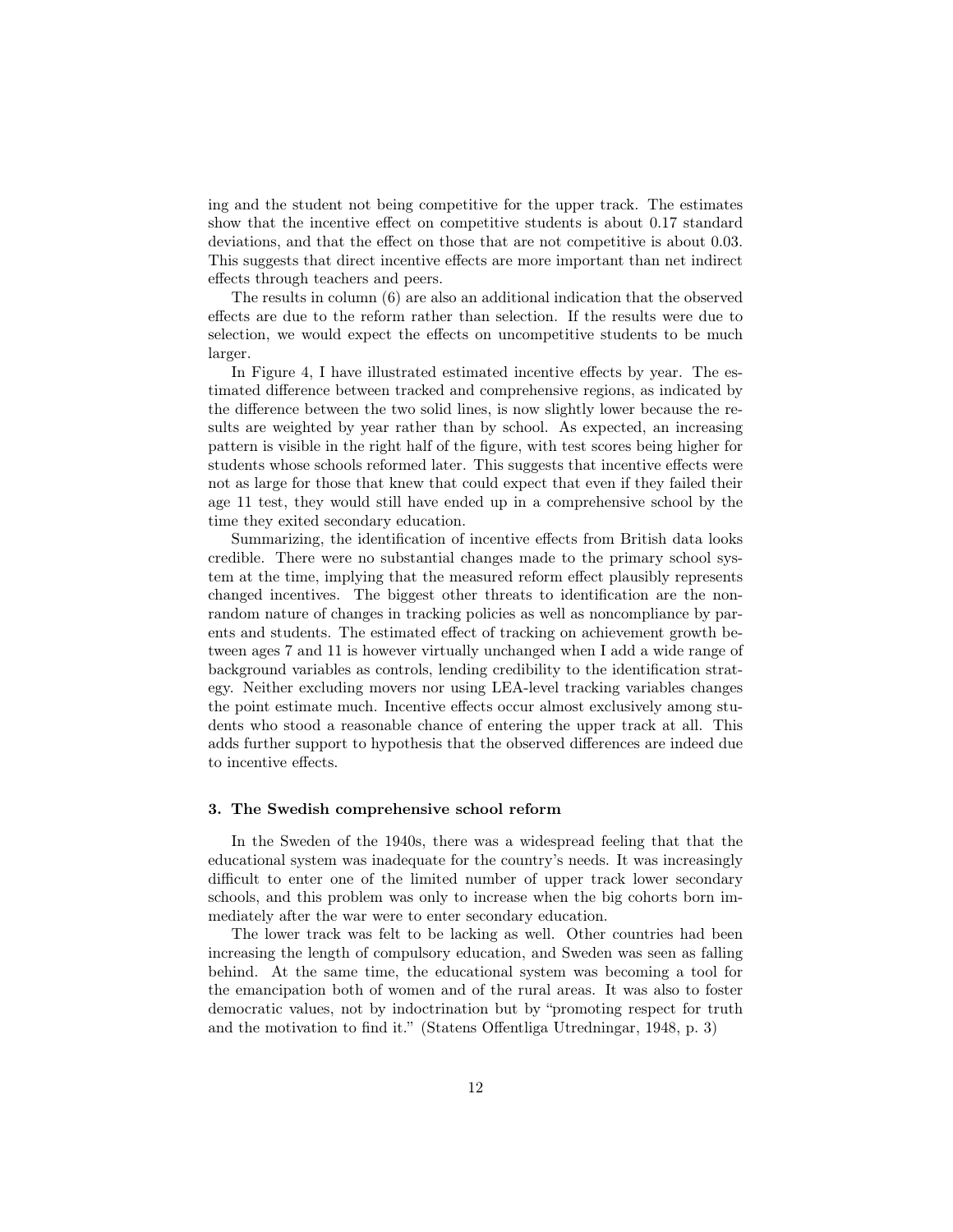ing and the student not being competitive for the upper track. The estimates show that the incentive effect on competitive students is about 0.17 standard deviations, and that the effect on those that are not competitive is about 0.03. This suggests that direct incentive effects are more important than net indirect effects through teachers and peers.

The results in column (6) are also an additional indication that the observed effects are due to the reform rather than selection. If the results were due to selection, we would expect the effects on uncompetitive students to be much larger.

In Figure 4, I have illustrated estimated incentive effects by year. The estimated difference between tracked and comprehensive regions, as indicated by the difference between the two solid lines, is now slightly lower because the results are weighted by year rather than by school. As expected, an increasing pattern is visible in the right half of the figure, with test scores being higher for students whose schools reformed later. This suggests that incentive effects were not as large for those that knew that could expect that even if they failed their age 11 test, they would still have ended up in a comprehensive school by the time they exited secondary education.

Summarizing, the identification of incentive effects from British data looks credible. There were no substantial changes made to the primary school system at the time, implying that the measured reform effect plausibly represents changed incentives. The biggest other threats to identification are the nonrandom nature of changes in tracking policies as well as noncompliance by parents and students. The estimated effect of tracking on achievement growth between ages 7 and 11 is however virtually unchanged when I add a wide range of background variables as controls, lending credibility to the identification strategy. Neither excluding movers nor using LEA-level tracking variables changes the point estimate much. Incentive effects occur almost exclusively among students who stood a reasonable chance of entering the upper track at all. This adds further support to hypothesis that the observed differences are indeed due to incentive effects.

### 3. The Swedish comprehensive school reform

In the Sweden of the 1940s, there was a widespread feeling that that the educational system was inadequate for the country's needs. It was increasingly difficult to enter one of the limited number of upper track lower secondary schools, and this problem was only to increase when the big cohorts born immediately after the war were to enter secondary education.

The lower track was felt to be lacking as well. Other countries had been increasing the length of compulsory education, and Sweden was seen as falling behind. At the same time, the educational system was becoming a tool for the emancipation both of women and of the rural areas. It was also to foster democratic values, not by indoctrination but by "promoting respect for truth and the motivation to find it." (Statens Offentliga Utredningar, 1948, p. 3)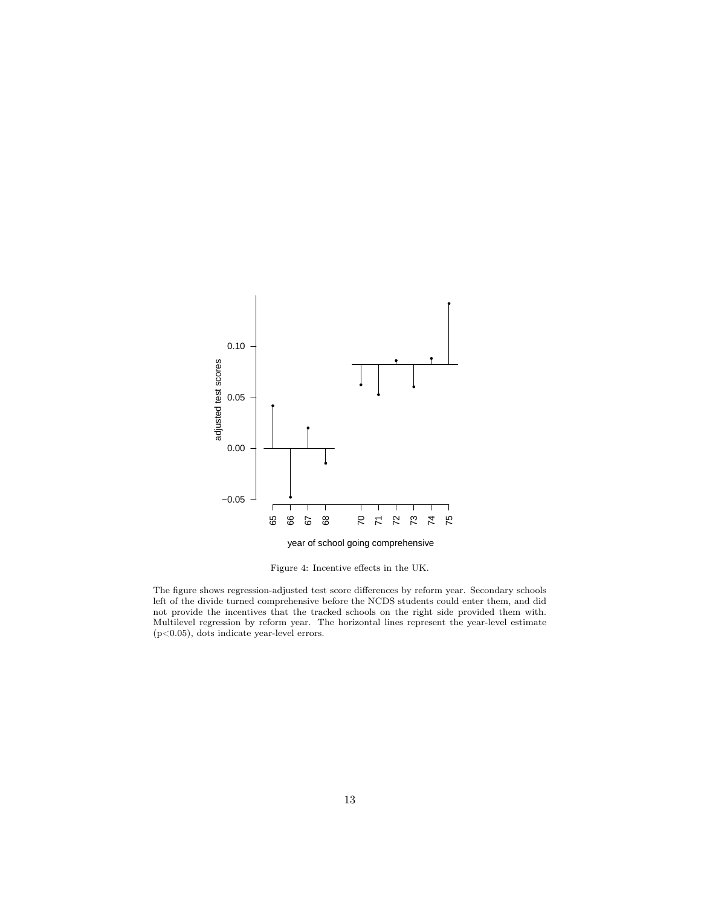0.10

0.05

0.00

−0.05

adjusted test scores

65 66 67 68 70 71 72 73 74 75

year of school going comprehensive

Figure 4: Incentive effects in the UK.

The figure shows regression-adjusted test score differences by reform year. Secondary schools left of the divide turned comprehensive before the NCDS students could enter them, and did not provide the incentives that the tracked schools on the right side provided them with. Multilevel regression by reform year. The horizontal lines represent the year-level estimate ($p<0.05$), dots indicate year-level errors.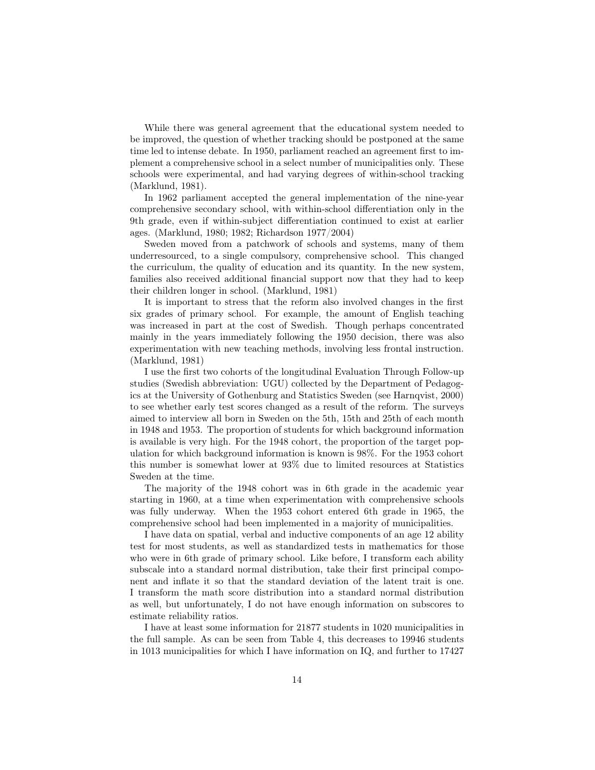While there was general agreement that the educational system needed to be improved, the question of whether tracking should be postponed at the same time led to intense debate. In 1950, parliament reached an agreement first to implement a comprehensive school in a select number of municipalities only. These schools were experimental, and had varying degrees of within-school tracking (Marklund, 1981).

In 1962 parliament accepted the general implementation of the nine-year comprehensive secondary school, with within-school differentiation only in the 9th grade, even if within-subject differentiation continued to exist at earlier ages. (Marklund, 1980; 1982; Richardson 1977/2004)

Sweden moved from a patchwork of schools and systems, many of them underresourced, to a single compulsory, comprehensive school. This changed the curriculum, the quality of education and its quantity. In the new system, families also received additional financial support now that they had to keep their children longer in school. (Marklund, 1981)

It is important to stress that the reform also involved changes in the first six grades of primary school. For example, the amount of English teaching was increased in part at the cost of Swedish. Though perhaps concentrated mainly in the years immediately following the 1950 decision, there was also experimentation with new teaching methods, involving less frontal instruction. (Marklund, 1981)

I use the first two cohorts of the longitudinal Evaluation Through Follow-up studies (Swedish abbreviation: UGU) collected by the Department of Pedagogics at the University of Gothenburg and Statistics Sweden (see Harnqvist, 2000) to see whether early test scores changed as a result of the reform. The surveys aimed to interview all born in Sweden on the 5th, 15th and 25th of each month in 1948 and 1953. The proportion of students for which background information is available is very high. For the 1948 cohort, the proportion of the target population for which background information is known is 98%. For the 1953 cohort this number is somewhat lower at 93% due to limited resources at Statistics Sweden at the time.

The majority of the 1948 cohort was in 6th grade in the academic year starting in 1960, at a time when experimentation with comprehensive schools was fully underway. When the 1953 cohort entered 6th grade in 1965, the comprehensive school had been implemented in a majority of municipalities.

I have data on spatial, verbal and inductive components of an age 12 ability test for most students, as well as standardized tests in mathematics for those who were in 6th grade of primary school. Like before, I transform each ability subscale into a standard normal distribution, take their first principal component and inflate it so that the standard deviation of the latent trait is one. I transform the math score distribution into a standard normal distribution as well, but unfortunately, I do not have enough information on subscores to estimate reliability ratios.

I have at least some information for 21877 students in 1020 municipalities in the full sample. As can be seen from Table 4, this decreases to 19946 students in 1013 municipalities for which I have information on IQ, and further to 17427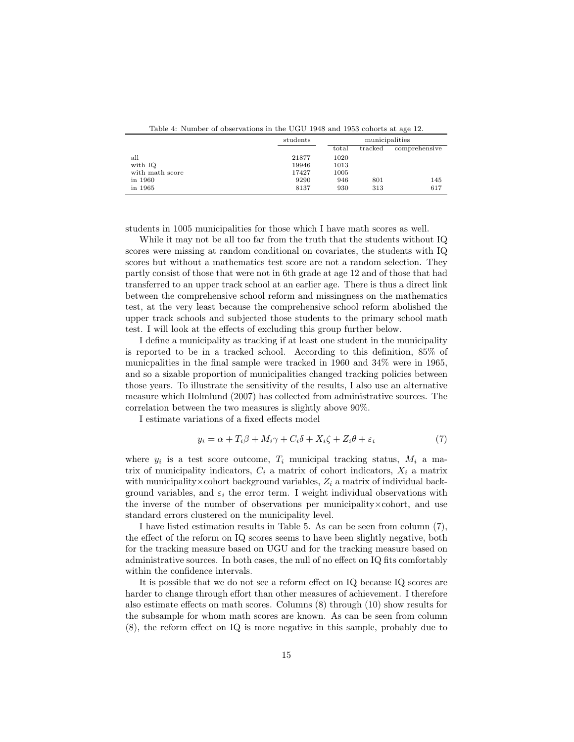Table 4: Number of observations in the UGU 1948 and 1953 cohorts at age 12.

| | students | municipalities | | |
|---|---|---|---|---|
| | | total | tracked | comprehensive |
| all | 21877 | 1020 | | |
| with IQ | 19946 | 1013 | | |
| with math score | 17427 | 1005 | | |
| in 1960 | 9290 | 946 | 801 | 145 |
| in 1965 | 8137 | 930 | 313 | 617 |

students in 1005 municipalities for those which I have math scores as well.

While it may not be all too far from the truth that the students without IQ scores were missing at random conditional on covariates, the students with IQ scores but without a mathematics test score are not a random selection. They partly consist of those that were not in 6th grade at age 12 and of those that had transferred to an upper track school at an earlier age. There is thus a direct link between the comprehensive school reform and missingness on the mathematics test, at the very least because the comprehensive school reform abolished the upper track schools and subjected those students to the primary school math test. I will look at the effects of excluding this group further below.

I define a municipality as tracking if at least one student in the municipality is reported to be in a tracked school. According to this definition, 85% of municpalities in the final sample were tracked in 1960 and 34% were in 1965, and so a sizable proportion of municipalities changed tracking policies between those years. To illustrate the sensitivity of the results, I also use an alternative measure which Holmlund (2007) has collected from administrative sources. The correlation between the two measures is slightly above 90%.

I estimate variations of a fixed effects model

$$y_i = \alpha + T_i\beta + M_i\gamma + C_i\delta + X_i\zeta + Z_i\theta + \varepsilon_i \tag{7}$$

where $y_i$ is a test score outcome, $T_i$ municipal tracking status, $M_i$ a matrix of municipality indicators, $C_i$ a matrix of cohort indicators, $X_i$ a matrix with municipality×cohort background variables, $Z_i$ a matrix of individual background variables, and $\varepsilon_i$ the error term. I weight individual observations with the inverse of the number of observations per municipality×cohort, and use standard errors clustered on the municipality level.

I have listed estimation results in Table 5. As can be seen from column (7), the effect of the reform on IQ scores seems to have been slightly negative, both for the tracking measure based on UGU and for the tracking measure based on administrative sources. In both cases, the null of no effect on IQ fits comfortably within the confidence intervals.

It is possible that we do not see a reform effect on IQ because IQ scores are harder to change through effort than other measures of achievement. I therefore also estimate effects on math scores. Columns (8) through (10) show results for the subsample for whom math scores are known. As can be seen from column (8), the reform effect on IQ is more negative in this sample, probably due to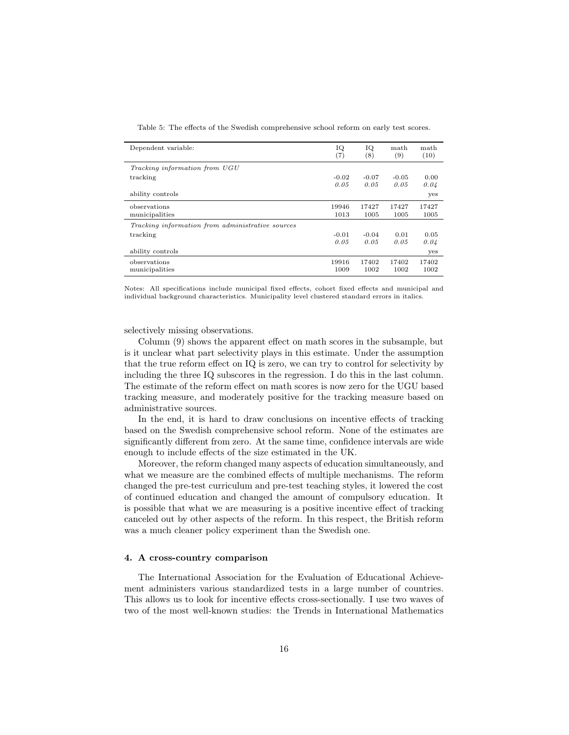Table 5: The effects of the Swedish comprehensive school reform on early test scores.

| Dependent variable: | IQ (7) | IQ (8) | math (9) | math (10) |
|---|---|---|---|---|
| *Tracking information from UGU* | | | | |
| tracking | -0.02 | -0.07 | -0.05 | 0.00 |
| | *0.05* | *0.05* | *0.05* | *0.04* |
| ability controls | | | | yes |
| observations | 19946 | 17427 | 17427 | 17427 |
| municipalities | 1013 | 1005 | 1005 | 1005 |
| *Tracking information from administrative sources* | | | | |
| tracking | -0.01 | -0.04 | 0.01 | 0.05 |
| | *0.05* | *0.05* | *0.05* | *0.04* |
| ability controls | | | | yes |
| observations | 19916 | 17402 | 17402 | 17402 |
| municipalities | 1009 | 1002 | 1002 | 1002 |

Notes: All specifications include municipal fixed effects, cohort fixed effects and municipal and individual background characteristics. Municipality level clustered standard errors in italics.

selectively missing observations.

Column (9) shows the apparent effect on math scores in the subsample, but is it unclear what part selectivity plays in this estimate. Under the assumption that the true reform effect on IQ is zero, we can try to control for selectivity by including the three IQ subscores in the regression. I do this in the last column. The estimate of the reform effect on math scores is now zero for the UGU based tracking measure, and moderately positive for the tracking measure based on administrative sources.

In the end, it is hard to draw conclusions on incentive effects of tracking based on the Swedish comprehensive school reform. None of the estimates are significantly different from zero. At the same time, confidence intervals are wide enough to include effects of the size estimated in the UK.

Moreover, the reform changed many aspects of education simultaneously, and what we measure are the combined effects of multiple mechanisms. The reform changed the pre-test curriculum and pre-test teaching styles, it lowered the cost of continued education and changed the amount of compulsory education. It is possible that what we are measuring is a positive incentive effect of tracking canceled out by other aspects of the reform. In this respect, the British reform was a much cleaner policy experiment than the Swedish one.

#### 4. A cross-country comparison

The International Association for the Evaluation of Educational Achievement administers various standardized tests in a large number of countries. This allows us to look for incentive effects cross-sectionally. I use two waves of two of the most well-known studies: the Trends in International Mathematics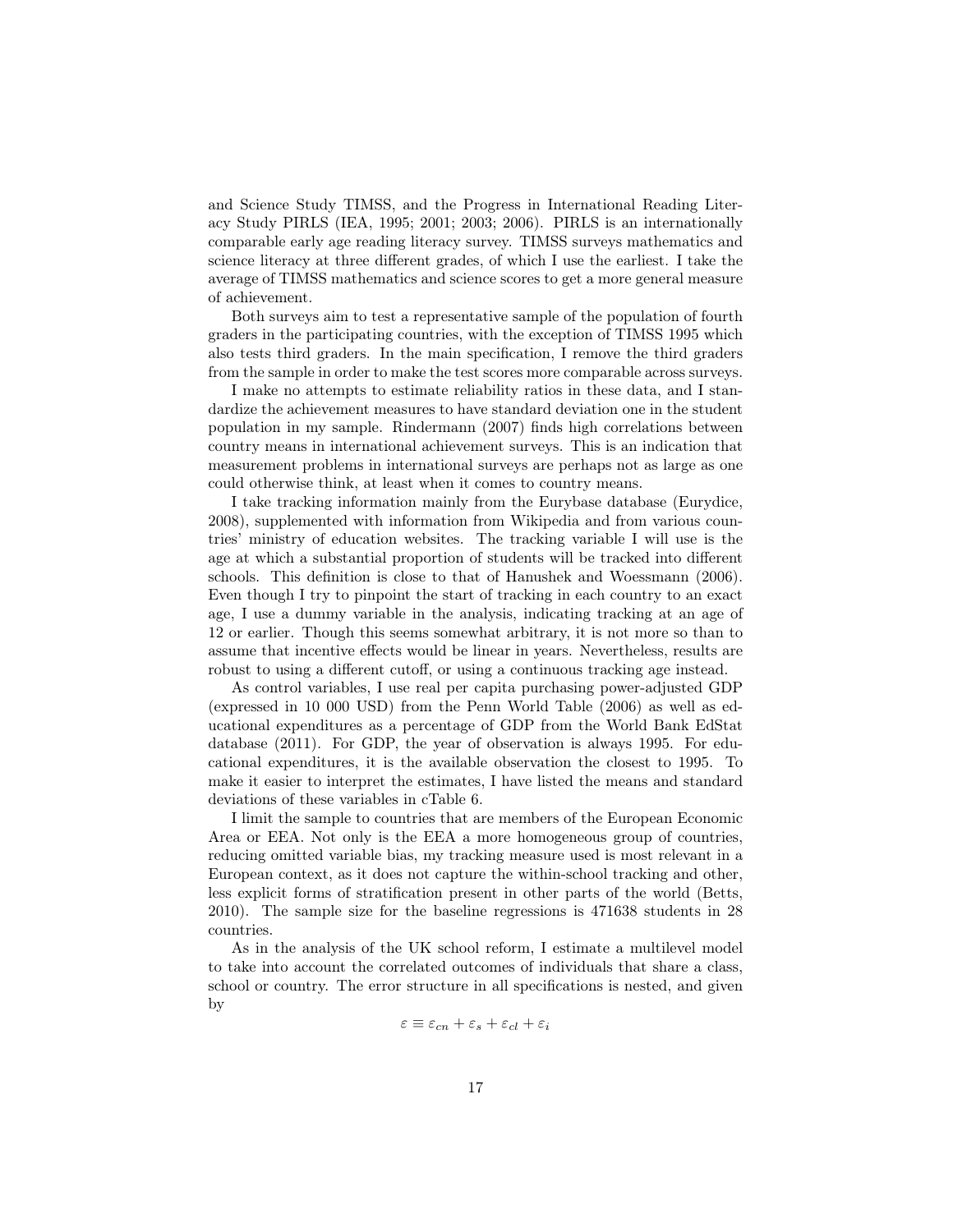and Science Study TIMSS, and the Progress in International Reading Literacy Study PIRLS (IEA, 1995; 2001; 2003; 2006). PIRLS is an internationally comparable early age reading literacy survey. TIMSS surveys mathematics and science literacy at three different grades, of which I use the earliest. I take the average of TIMSS mathematics and science scores to get a more general measure of achievement.

Both surveys aim to test a representative sample of the population of fourth graders in the participating countries, with the exception of TIMSS 1995 which also tests third graders. In the main specification, I remove the third graders from the sample in order to make the test scores more comparable across surveys.

I make no attempts to estimate reliability ratios in these data, and I standardize the achievement measures to have standard deviation one in the student population in my sample. Rindermann (2007) finds high correlations between country means in international achievement surveys. This is an indication that measurement problems in international surveys are perhaps not as large as one could otherwise think, at least when it comes to country means.

I take tracking information mainly from the Eurybase database (Eurydice, 2008), supplemented with information from Wikipedia and from various countries' ministry of education websites. The tracking variable I will use is the age at which a substantial proportion of students will be tracked into different schools. This definition is close to that of Hanushek and Woessmann (2006). Even though I try to pinpoint the start of tracking in each country to an exact age, I use a dummy variable in the analysis, indicating tracking at an age of 12 or earlier. Though this seems somewhat arbitrary, it is not more so than to assume that incentive effects would be linear in years. Nevertheless, results are robust to using a different cutoff, or using a continuous tracking age instead.

As control variables, I use real per capita purchasing power-adjusted GDP (expressed in 10 000 USD) from the Penn World Table (2006) as well as educational expenditures as a percentage of GDP from the World Bank EdStat database (2011). For GDP, the year of observation is always 1995. For educational expenditures, it is the available observation the closest to 1995. To make it easier to interpret the estimates, I have listed the means and standard deviations of these variables in cTable 6.

I limit the sample to countries that are members of the European Economic Area or EEA. Not only is the EEA a more homogeneous group of countries, reducing omitted variable bias, my tracking measure used is most relevant in a European context, as it does not capture the within-school tracking and other, less explicit forms of stratification present in other parts of the world (Betts, 2010). The sample size for the baseline regressions is 471638 students in 28 countries.

As in the analysis of the UK school reform, I estimate a multilevel model to take into account the correlated outcomes of individuals that share a class, school or country. The error structure in all specifications is nested, and given by

$$\varepsilon \equiv \varepsilon_{cn} + \varepsilon_s + \varepsilon_{cl} + \varepsilon_i$$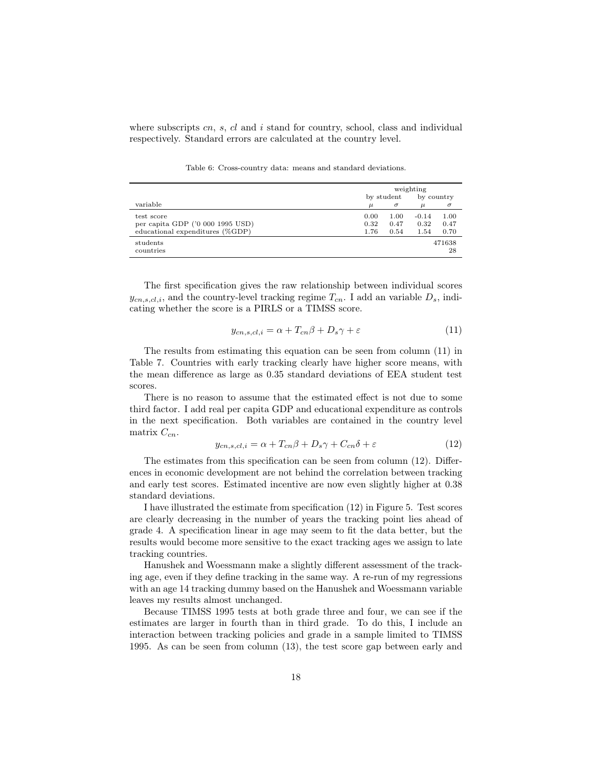where subscripts $cn$, $s$, $cl$ and $i$ stand for country, school, class and individual respectively. Standard errors are calculated at the country level.

Table 6: Cross-country data: means and standard deviations.

| | weighting | | | |
|---|---|---|---|---|
| | by student | | by country | |
| variable | $\mu$ | $\sigma$ | $\mu$ | $\sigma$ |
| test score | 0.00 | 1.00 | -0.14 | 1.00 |
| per capita GDP ('0 000 1995 USD) | 0.32 | 0.47 | 0.32 | 0.47 |
| educational expenditures (%GDP) | 1.76 | 0.54 | 1.54 | 0.70 |
| students | | | | 471638 |
| countries | | | | 28 |

The first specification gives the raw relationship between individual scores $y_{cn,s,cl,i}$, and the country-level tracking regime $T_{cn}$. I add an variable $D_s$, indicating whether the score is a PIRLS or a TIMSS score.

$$y_{cn,s,cl,i} = \alpha + T_{cn}\beta + D_s\gamma + \varepsilon \tag{11}$$

The results from estimating this equation can be seen from column (11) in Table 7. Countries with early tracking clearly have higher score means, with the mean difference as large as 0.35 standard deviations of EEA student test scores.

There is no reason to assume that the estimated effect is not due to some third factor. I add real per capita GDP and educational expenditure as controls in the next specification. Both variables are contained in the country level matrix $C_{cn}$.

$$y_{cn,s,cl,i} = \alpha + T_{cn}\beta + D_s\gamma + C_{cn}\delta + \varepsilon \tag{12}$$

The estimates from this specification can be seen from column (12). Differences in economic development are not behind the correlation between tracking and early test scores. Estimated incentive are now even slightly higher at 0.38 standard deviations.

I have illustrated the estimate from specification (12) in Figure 5. Test scores are clearly decreasing in the number of years the tracking point lies ahead of grade 4. A specification linear in age may seem to fit the data better, but the results would become more sensitive to the exact tracking ages we assign to late tracking countries.

Hanushek and Woessmann make a slightly different assessment of the tracking age, even if they define tracking in the same way. A re-run of my regressions with an age 14 tracking dummy based on the Hanushek and Woessmann variable leaves my results almost unchanged.

Because TIMSS 1995 tests at both grade three and four, we can see if the estimates are larger in fourth than in third grade. To do this, I include an interaction between tracking policies and grade in a sample limited to TIMSS 1995. As can be seen from column (13), the test score gap between early and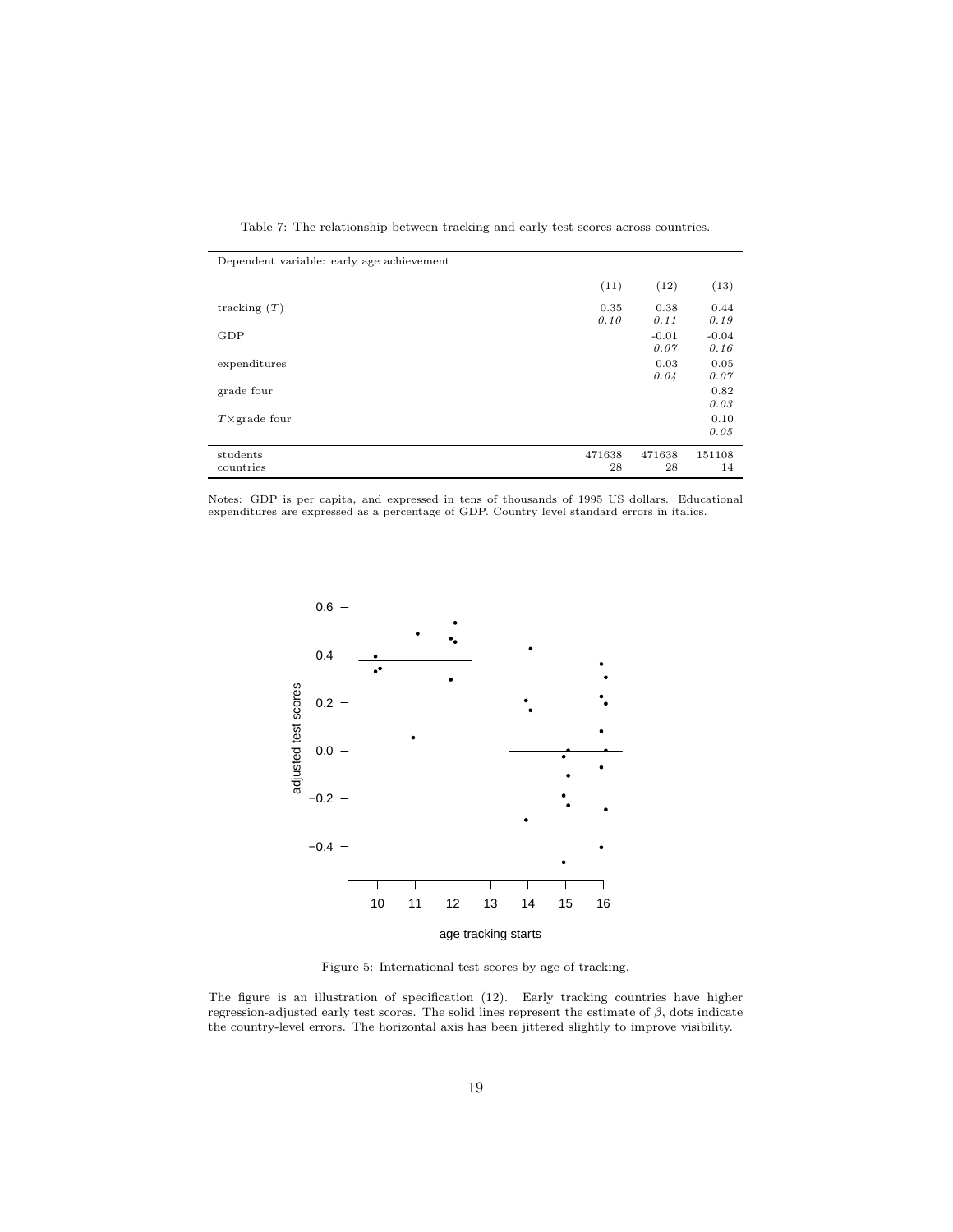Table 7: The relationship between tracking and early test scores across countries.

| Dependent variable: early age achievement | (11) | (12) | (13) |
|---|---|---|---|
| tracking ($T$) | 0.35 | 0.38 | 0.44 |
| | *0.10* | *0.11* | *0.19* |
| GDP | | -0.01 | -0.04 |
| | | *0.07* | *0.16* |
| expenditures | | 0.03 | 0.05 |
| | | *0.04* | *0.07* |
| grade four | | | 0.82 |
| | | | *0.03* |
| $T\times$grade four | | | 0.10 |
| | | | *0.05* |
| students | 471638 | 471638 | 151108 |
| countries | 28 | 28 | 14 |

Notes: GDP is per capita, and expressed in tens of thousands of 1995 US dollars. Educational expenditures are expressed as a percentage of GDP. Country level standard errors in italics.

adjusted test scores

0.6
0.4
0.2
0.0
−0.2
−0.4

10 11 12 13 14 15 16

age tracking starts

Figure 5: International test scores by age of tracking.

The figure is an illustration of specification (12). Early tracking countries have higher regression-adjusted early test scores. The solid lines represent the estimate of $\beta$, dots indicate the country-level errors. The horizontal axis has been jittered slightly to improve visibility.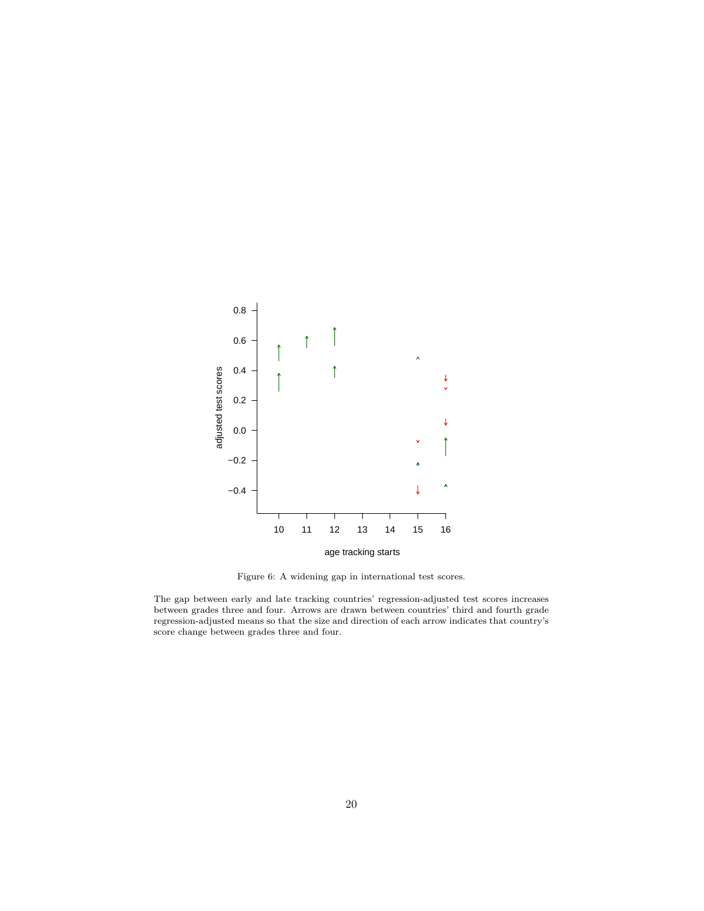0.8
0.6
0.4
0.2
0.0
−0.2
−0.4

adjusted test scores

10 11 12 13 14 15 16

age tracking starts

Figure 6: A widening gap in international test scores.

The gap between early and late tracking countries' regression-adjusted test scores increases between grades three and four. Arrows are drawn between countries' third and fourth grade regression-adjusted means so that the size and direction of each arrow indicates that country's score change between grades three and four.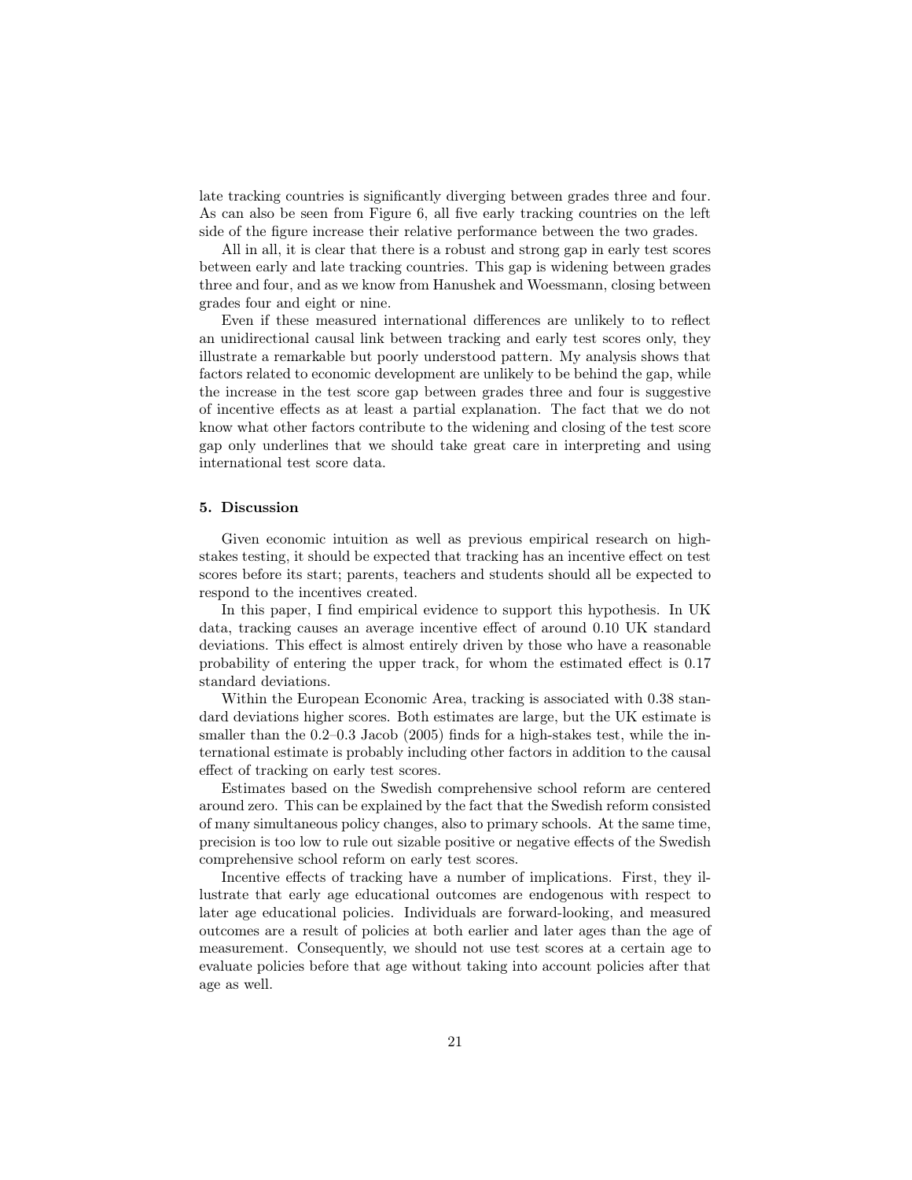late tracking countries is significantly diverging between grades three and four. As can also be seen from Figure 6, all five early tracking countries on the left side of the figure increase their relative performance between the two grades.

All in all, it is clear that there is a robust and strong gap in early test scores between early and late tracking countries. This gap is widening between grades three and four, and as we know from Hanushek and Woessmann, closing between grades four and eight or nine.

Even if these measured international differences are unlikely to to reflect an unidirectional causal link between tracking and early test scores only, they illustrate a remarkable but poorly understood pattern. My analysis shows that factors related to economic development are unlikely to be behind the gap, while the increase in the test score gap between grades three and four is suggestive of incentive effects as at least a partial explanation. The fact that we do not know what other factors contribute to the widening and closing of the test score gap only underlines that we should take great care in interpreting and using international test score data.

## 5. Discussion

Given economic intuition as well as previous empirical research on high-stakes testing, it should be expected that tracking has an incentive effect on test scores before its start; parents, teachers and students should all be expected to respond to the incentives created.

In this paper, I find empirical evidence to support this hypothesis. In UK data, tracking causes an average incentive effect of around 0.10 UK standard deviations. This effect is almost entirely driven by those who have a reasonable probability of entering the upper track, for whom the estimated effect is 0.17 standard deviations.

Within the European Economic Area, tracking is associated with 0.38 standard deviations higher scores. Both estimates are large, but the UK estimate is smaller than the 0.2–0.3 Jacob (2005) finds for a high-stakes test, while the international estimate is probably including other factors in addition to the causal effect of tracking on early test scores.

Estimates based on the Swedish comprehensive school reform are centered around zero. This can be explained by the fact that the Swedish reform consisted of many simultaneous policy changes, also to primary schools. At the same time, precision is too low to rule out sizable positive or negative effects of the Swedish comprehensive school reform on early test scores.

Incentive effects of tracking have a number of implications. First, they illustrate that early age educational outcomes are endogenous with respect to later age educational policies. Individuals are forward-looking, and measured outcomes are a result of policies at both earlier and later ages than the age of measurement. Consequently, we should not use test scores at a certain age to evaluate policies before that age without taking into account policies after that age as well.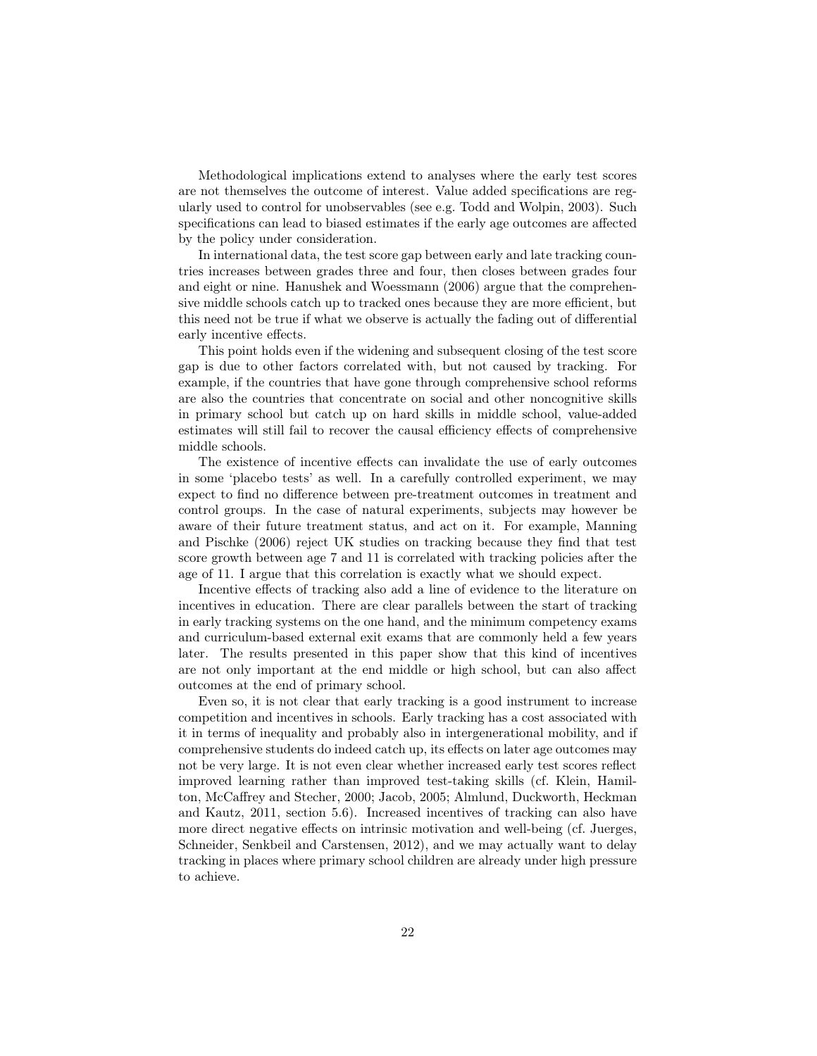Methodological implications extend to analyses where the early test scores are not themselves the outcome of interest. Value added specifications are regularly used to control for unobservables (see e.g. Todd and Wolpin, 2003). Such specifications can lead to biased estimates if the early age outcomes are affected by the policy under consideration.

In international data, the test score gap between early and late tracking countries increases between grades three and four, then closes between grades four and eight or nine. Hanushek and Woessmann (2006) argue that the comprehensive middle schools catch up to tracked ones because they are more efficient, but this need not be true if what we observe is actually the fading out of differential early incentive effects.

This point holds even if the widening and subsequent closing of the test score gap is due to other factors correlated with, but not caused by tracking. For example, if the countries that have gone through comprehensive school reforms are also the countries that concentrate on social and other noncognitive skills in primary school but catch up on hard skills in middle school, value-added estimates will still fail to recover the causal efficiency effects of comprehensive middle schools.

The existence of incentive effects can invalidate the use of early outcomes in some 'placebo tests' as well. In a carefully controlled experiment, we may expect to find no difference between pre-treatment outcomes in treatment and control groups. In the case of natural experiments, subjects may however be aware of their future treatment status, and act on it. For example, Manning and Pischke (2006) reject UK studies on tracking because they find that test score growth between age 7 and 11 is correlated with tracking policies after the age of 11. I argue that this correlation is exactly what we should expect.

Incentive effects of tracking also add a line of evidence to the literature on incentives in education. There are clear parallels between the start of tracking in early tracking systems on the one hand, and the minimum competency exams and curriculum-based external exit exams that are commonly held a few years later. The results presented in this paper show that this kind of incentives are not only important at the end middle or high school, but can also affect outcomes at the end of primary school.

Even so, it is not clear that early tracking is a good instrument to increase competition and incentives in schools. Early tracking has a cost associated with it in terms of inequality and probably also in intergenerational mobility, and if comprehensive students do indeed catch up, its effects on later age outcomes may not be very large. It is not even clear whether increased early test scores reflect improved learning rather than improved test-taking skills (cf. Klein, Hamilton, McCaffrey and Stecher, 2000; Jacob, 2005; Almlund, Duckworth, Heckman and Kautz, 2011, section 5.6). Increased incentives of tracking can also have more direct negative effects on intrinsic motivation and well-being (cf. Juerges, Schneider, Senkbeil and Carstensen, 2012), and we may actually want to delay tracking in places where primary school children are already under high pressure to achieve.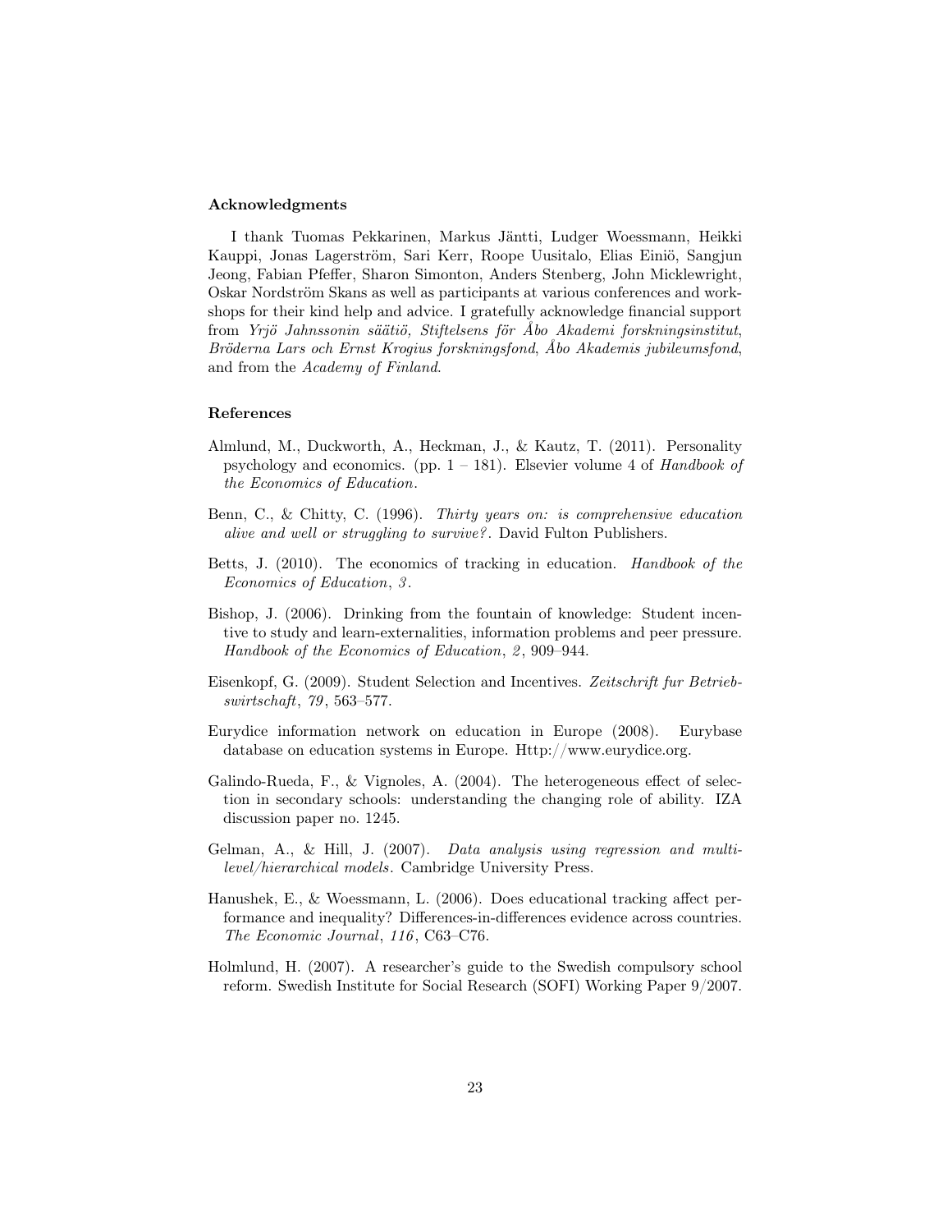### Acknowledgments

I thank Tuomas Pekkarinen, Markus Jäntti, Ludger Woessmann, Heikki Kauppi, Jonas Lagerström, Sari Kerr, Roope Uusitalo, Elias Einiö, Sangjun Jeong, Fabian Pfeffer, Sharon Simonton, Anders Stenberg, John Micklewright, Oskar Nordström Skans as well as participants at various conferences and workshops for their kind help and advice. I gratefully acknowledge financial support from *Yrjö Jahnssonin säätiö, Stiftelsens för Åbo Akademi forskningsinstitut*, *Bröderna Lars och Ernst Krogius forskningsfond*, *Åbo Akademis jubileumsfond*, and from the *Academy of Finland*.

### References

Almlund, M., Duckworth, A., Heckman, J., & Kautz, T. (2011). Personality psychology and economics. (pp. 1 – 181). Elsevier volume 4 of *Handbook of the Economics of Education*.

Benn, C., & Chitty, C. (1996). *Thirty years on: is comprehensive education alive and well or struggling to survive?*. David Fulton Publishers.

Betts, J. (2010). The economics of tracking in education. *Handbook of the Economics of Education*, *3*.

Bishop, J. (2006). Drinking from the fountain of knowledge: Student incentive to study and learn-externalities, information problems and peer pressure. *Handbook of the Economics of Education*, *2*, 909–944.

Eisenkopf, G. (2009). Student Selection and Incentives. *Zeitschrift fur Betriebswirtschaft*, *79*, 563–577.

Eurydice information network on education in Europe (2008). Eurybase database on education systems in Europe. Http://www.eurydice.org.

Galindo-Rueda, F., & Vignoles, A. (2004). The heterogeneous effect of selection in secondary schools: understanding the changing role of ability. IZA discussion paper no. 1245.

Gelman, A., & Hill, J. (2007). *Data analysis using regression and multilevel/hierarchical models*. Cambridge University Press.

Hanushek, E., & Woessmann, L. (2006). Does educational tracking affect performance and inequality? Differences-in-differences evidence across countries. *The Economic Journal*, *116*, C63–C76.

Holmlund, H. (2007). A researcher's guide to the Swedish compulsory school reform. Swedish Institute for Social Research (SOFI) Working Paper 9/2007.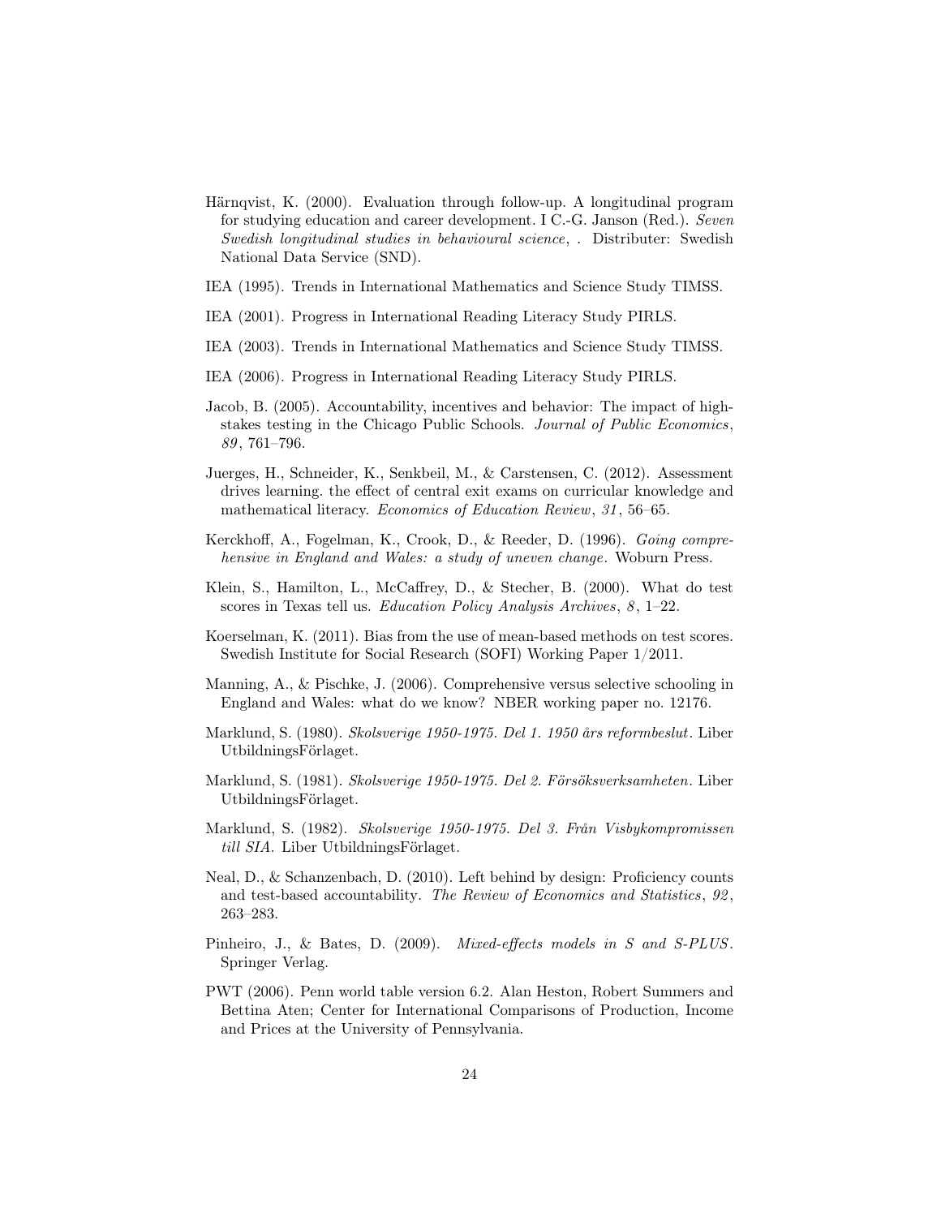Härnqvist, K. (2000). Evaluation through follow-up. A longitudinal program for studying education and career development. I C.-G. Janson (Red.). *Seven Swedish longitudinal studies in behavioural science*, . Distributer: Swedish National Data Service (SND).

IEA (1995). Trends in International Mathematics and Science Study TIMSS.

IEA (2001). Progress in International Reading Literacy Study PIRLS.

IEA (2003). Trends in International Mathematics and Science Study TIMSS.

IEA (2006). Progress in International Reading Literacy Study PIRLS.

Jacob, B. (2005). Accountability, incentives and behavior: The impact of high-stakes testing in the Chicago Public Schools. *Journal of Public Economics*, *89*, 761–796.

Juerges, H., Schneider, K., Senkbeil, M., & Carstensen, C. (2012). Assessment drives learning. the effect of central exit exams on curricular knowledge and mathematical literacy. *Economics of Education Review*, *31*, 56–65.

Kerckhoff, A., Fogelman, K., Crook, D., & Reeder, D. (1996). *Going comprehensive in England and Wales: a study of uneven change*. Woburn Press.

Klein, S., Hamilton, L., McCaffrey, D., & Stecher, B. (2000). What do test scores in Texas tell us. *Education Policy Analysis Archives*, *8*, 1–22.

Koerselman, K. (2011). Bias from the use of mean-based methods on test scores. Swedish Institute for Social Research (SOFI) Working Paper 1/2011.

Manning, A., & Pischke, J. (2006). Comprehensive versus selective schooling in England and Wales: what do we know? NBER working paper no. 12176.

Marklund, S. (1980). *Skolsverige 1950-1975. Del 1. 1950 års reformbeslut*. Liber UtbildningsFörlaget.

Marklund, S. (1981). *Skolsverige 1950-1975. Del 2. Försöksverksamheten*. Liber UtbildningsFörlaget.

Marklund, S. (1982). *Skolsverige 1950-1975. Del 3. Från Visbykompromissen till SIA*. Liber UtbildningsFörlaget.

Neal, D., & Schanzenbach, D. (2010). Left behind by design: Proficiency counts and test-based accountability. *The Review of Economics and Statistics*, *92*, 263–283.

Pinheiro, J., & Bates, D. (2009). *Mixed-effects models in S and S-PLUS*. Springer Verlag.

PWT (2006). Penn world table version 6.2. Alan Heston, Robert Summers and Bettina Aten; Center for International Comparisons of Production, Income and Prices at the University of Pennsylvania.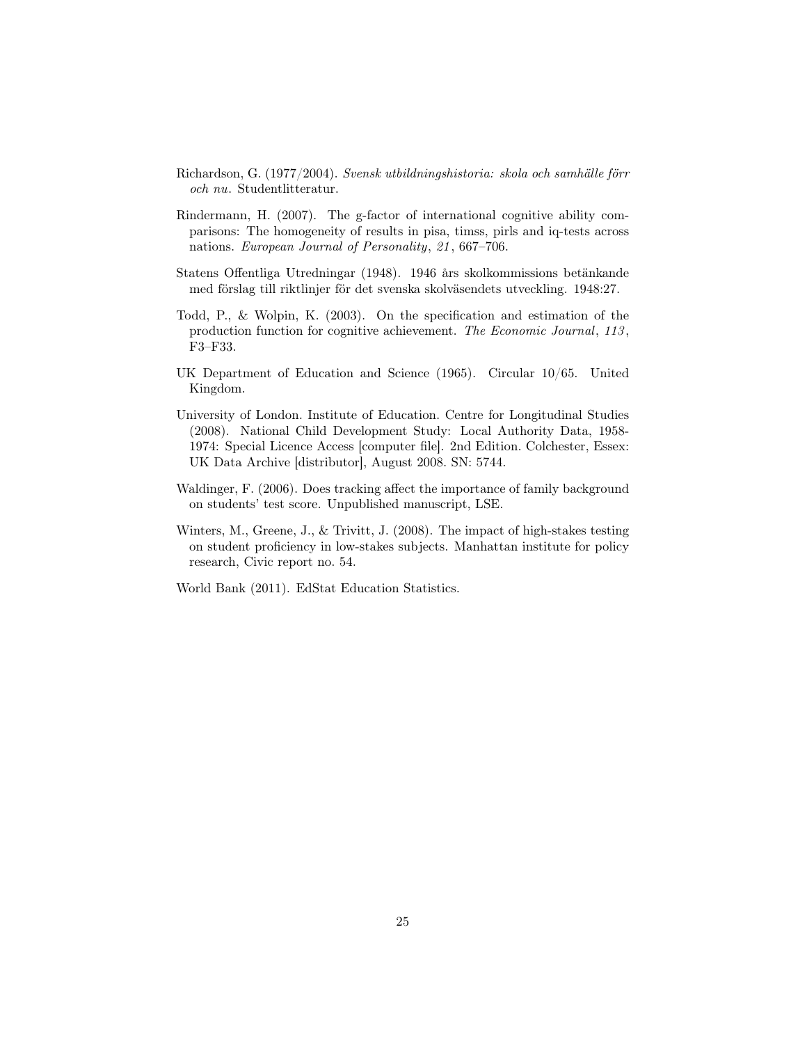Richardson, G. (1977/2004). *Svensk utbildningshistoria: skola och samhälle förr och nu*. Studentlitteratur.

Rindermann, H. (2007). The g-factor of international cognitive ability comparisons: The homogeneity of results in pisa, timss, pirls and iq-tests across nations. *European Journal of Personality*, *21*, 667–706.

Statens Offentliga Utredningar (1948). 1946 års skolkommissions betänkande med förslag till riktlinjer för det svenska skolväsendets utveckling. 1948:27.

Todd, P., & Wolpin, K. (2003). On the specification and estimation of the production function for cognitive achievement. *The Economic Journal*, *113*, F3–F33.

UK Department of Education and Science (1965). Circular 10/65. United Kingdom.

University of London. Institute of Education. Centre for Longitudinal Studies (2008). National Child Development Study: Local Authority Data, 1958-1974: Special Licence Access [computer file]. 2nd Edition. Colchester, Essex: UK Data Archive [distributor], August 2008. SN: 5744.

Waldinger, F. (2006). Does tracking affect the importance of family background on students' test score. Unpublished manuscript, LSE.

Winters, M., Greene, J., & Trivitt, J. (2008). The impact of high-stakes testing on student proficiency in low-stakes subjects. Manhattan institute for policy research, Civic report no. 54.

World Bank (2011). EdStat Education Statistics.